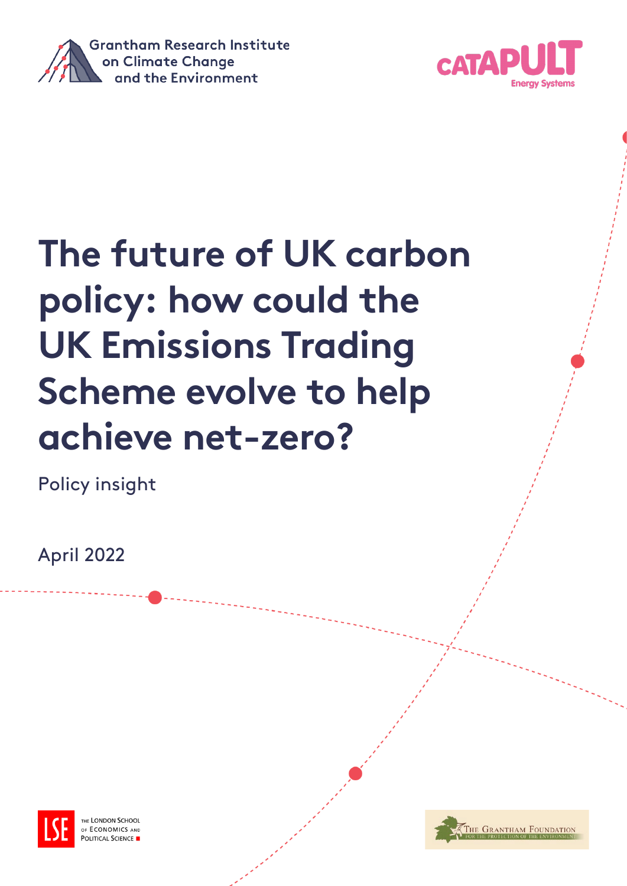Grantham Research Institute on Climate Change and the Environment

CATAPULT Energy Systems

# The future of UK carbon policy: how could the UK Emissions Trading Scheme evolve to help achieve net-zero?

Policy insight

April 2022

THE LONDON SCHOOL OF ECONOMICS AND POLITICAL SCIENCE

THE GRANTHAM FOUNDATION FOR THE PROTECTION OF THE ENVIRONMENT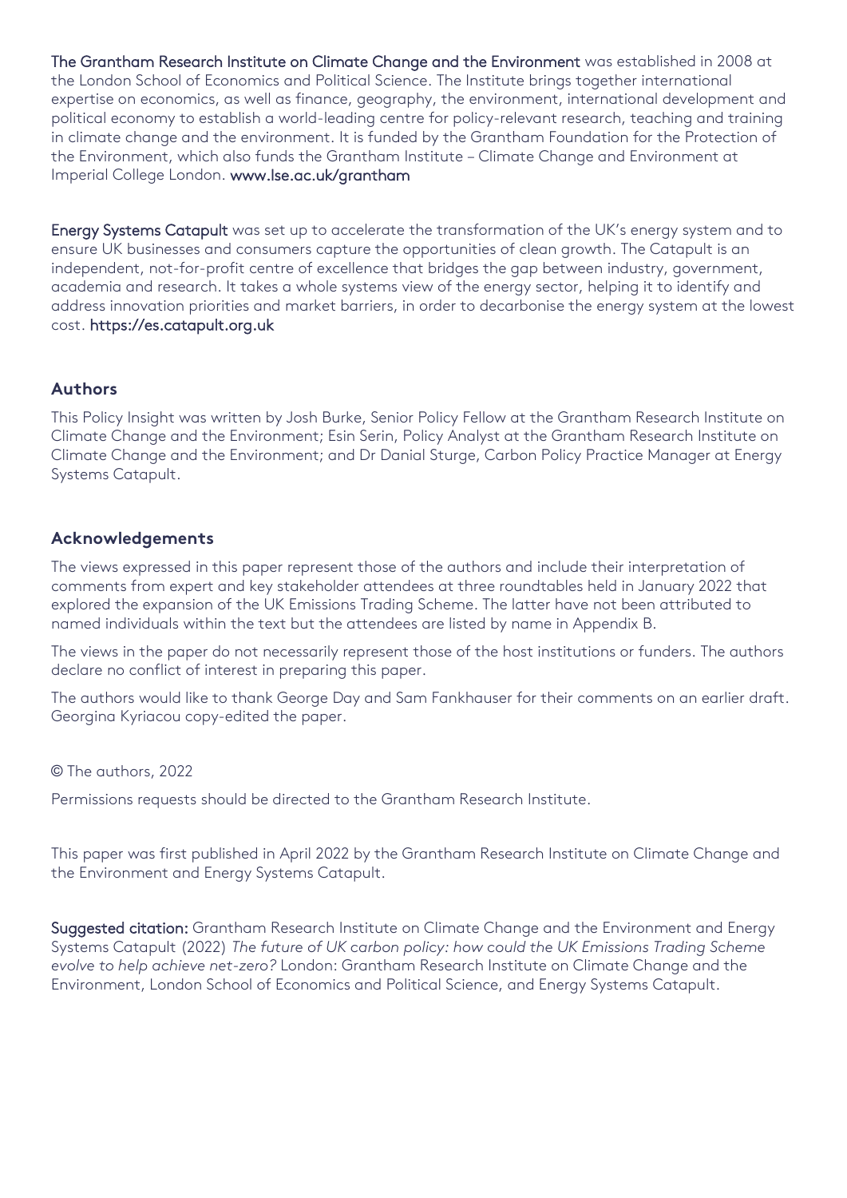**The Grantham Research Institute on Climate Change and the Environment** was established in 2008 at the London School of Economics and Political Science. The Institute brings together international expertise on economics, as well as finance, geography, the environment, international development and political economy to establish a world-leading centre for policy-relevant research, teaching and training in climate change and the environment. It is funded by the Grantham Foundation for the Protection of the Environment, which also funds the Grantham Institute – Climate Change and Environment at Imperial College London. www.lse.ac.uk/grantham

**Energy Systems Catapult** was set up to accelerate the transformation of the UK's energy system and to ensure UK businesses and consumers capture the opportunities of clean growth. The Catapult is an independent, not-for-profit centre of excellence that bridges the gap between industry, government, academia and research. It takes a whole systems view of the energy sector, helping it to identify and address innovation priorities and market barriers, in order to decarbonise the energy system at the lowest cost. https://es.catapult.org.uk

## Authors

This Policy Insight was written by Josh Burke, Senior Policy Fellow at the Grantham Research Institute on Climate Change and the Environment; Esin Serin, Policy Analyst at the Grantham Research Institute on Climate Change and the Environment; and Dr Danial Sturge, Carbon Policy Practice Manager at Energy Systems Catapult.

## Acknowledgements

The views expressed in this paper represent those of the authors and include their interpretation of comments from expert and key stakeholder attendees at three roundtables held in January 2022 that explored the expansion of the UK Emissions Trading Scheme. The latter have not been attributed to named individuals within the text but the attendees are listed by name in Appendix B.

The views in the paper do not necessarily represent those of the host institutions or funders. The authors declare no conflict of interest in preparing this paper.

The authors would like to thank George Day and Sam Fankhauser for their comments on an earlier draft. Georgina Kyriacou copy-edited the paper.

© The authors, 2022

Permissions requests should be directed to the Grantham Research Institute.

This paper was first published in April 2022 by the Grantham Research Institute on Climate Change and the Environment and Energy Systems Catapult.

**Suggested citation:** Grantham Research Institute on Climate Change and the Environment and Energy Systems Catapult (2022) *The future of UK carbon policy: how could the UK Emissions Trading Scheme evolve to help achieve net-zero?* London: Grantham Research Institute on Climate Change and the Environment, London School of Economics and Political Science, and Energy Systems Catapult.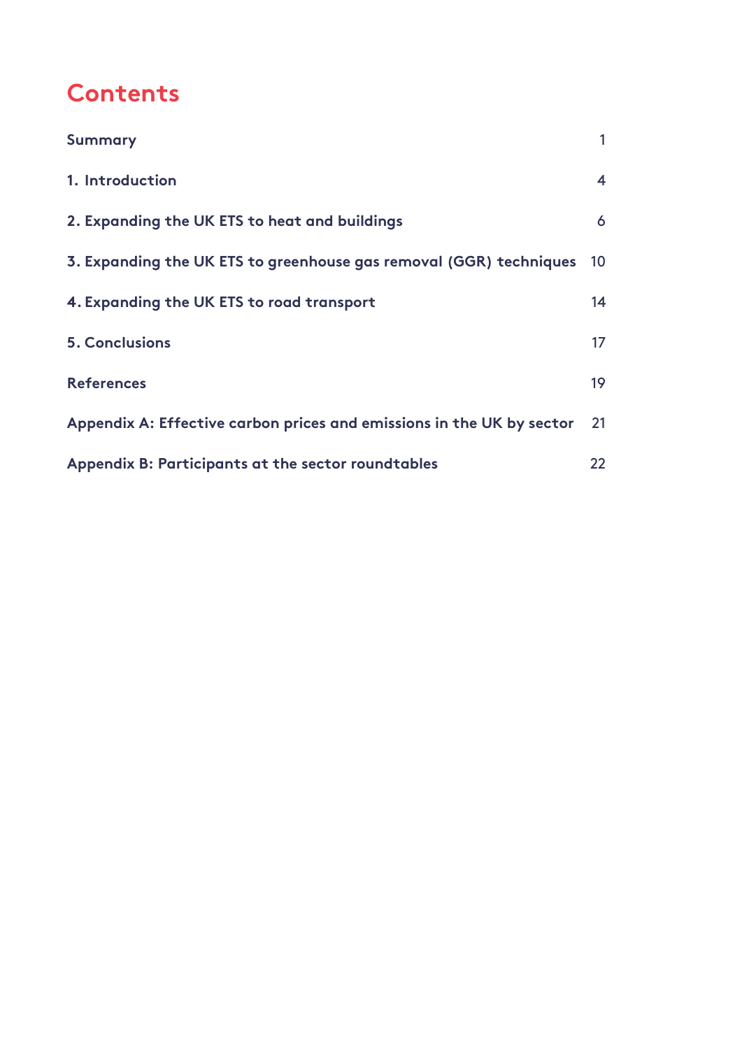# Contents

| | |
|---|---|
| **Summary** | 1 |
| **1. Introduction** | 4 |
| **2. Expanding the UK ETS to heat and buildings** | 6 |
| **3. Expanding the UK ETS to greenhouse gas removal (GGR) techniques** | 10 |
| **4. Expanding the UK ETS to road transport** | 14 |
| **5. Conclusions** | 17 |
| **References** | 19 |
| **Appendix A: Effective carbon prices and emissions in the UK by sector** | 21 |
| **Appendix B: Participants at the sector roundtables** | 22 |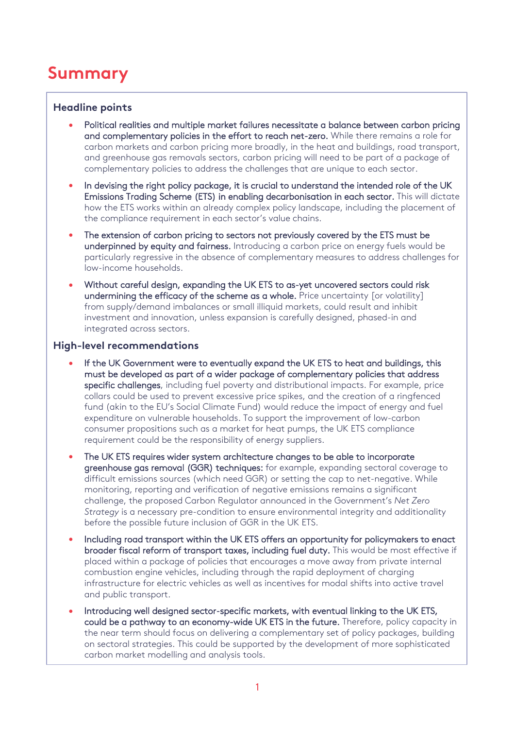# Summary

### Headline points

- **Political realities and multiple market failures necessitate a balance between carbon pricing and complementary policies in the effort to reach net-zero.** While there remains a role for carbon markets and carbon pricing more broadly, in the heat and buildings, road transport, and greenhouse gas removals sectors, carbon pricing will need to be part of a package of complementary policies to address the challenges that are unique to each sector.
- **In devising the right policy package, it is crucial to understand the intended role of the UK Emissions Trading Scheme (ETS) in enabling decarbonisation in each sector.** This will dictate how the ETS works within an already complex policy landscape, including the placement of the compliance requirement in each sector's value chains.
- **The extension of carbon pricing to sectors not previously covered by the ETS must be underpinned by equity and fairness.** Introducing a carbon price on energy fuels would be particularly regressive in the absence of complementary measures to address challenges for low-income households.
- **Without careful design, expanding the UK ETS to as-yet uncovered sectors could risk undermining the efficacy of the scheme as a whole.** Price uncertainty [or volatility] from supply/demand imbalances or small illiquid markets, could result and inhibit investment and innovation, unless expansion is carefully designed, phased-in and integrated across sectors.

### High-level recommendations

- **If the UK Government were to eventually expand the UK ETS to heat and buildings, this must be developed as part of a wider package of complementary policies that address specific challenges**, including fuel poverty and distributional impacts. For example, price collars could be used to prevent excessive price spikes, and the creation of a ringfenced fund (akin to the EU's Social Climate Fund) would reduce the impact of energy and fuel expenditure on vulnerable households. To support the improvement of low-carbon consumer propositions such as a market for heat pumps, the UK ETS compliance requirement could be the responsibility of energy suppliers.
- **The UK ETS requires wider system architecture changes to be able to incorporate greenhouse gas removal (GGR) techniques:** for example, expanding sectoral coverage to difficult emissions sources (which need GGR) or setting the cap to net-negative. While monitoring, reporting and verification of negative emissions remains a significant challenge, the proposed Carbon Regulator announced in the Government's *Net Zero Strategy* is a necessary pre-condition to ensure environmental integrity and additionality before the possible future inclusion of GGR in the UK ETS.
- **Including road transport within the UK ETS offers an opportunity for policymakers to enact broader fiscal reform of transport taxes, including fuel duty.** This would be most effective if placed within a package of policies that encourages a move away from private internal combustion engine vehicles, including through the rapid deployment of charging infrastructure for electric vehicles as well as incentives for modal shifts into active travel and public transport.
- **Introducing well designed sector-specific markets, with eventual linking to the UK ETS, could be a pathway to an economy-wide UK ETS in the future.** Therefore, policy capacity in the near term should focus on delivering a complementary set of policy packages, building on sectoral strategies. This could be supported by the development of more sophisticated carbon market modelling and analysis tools.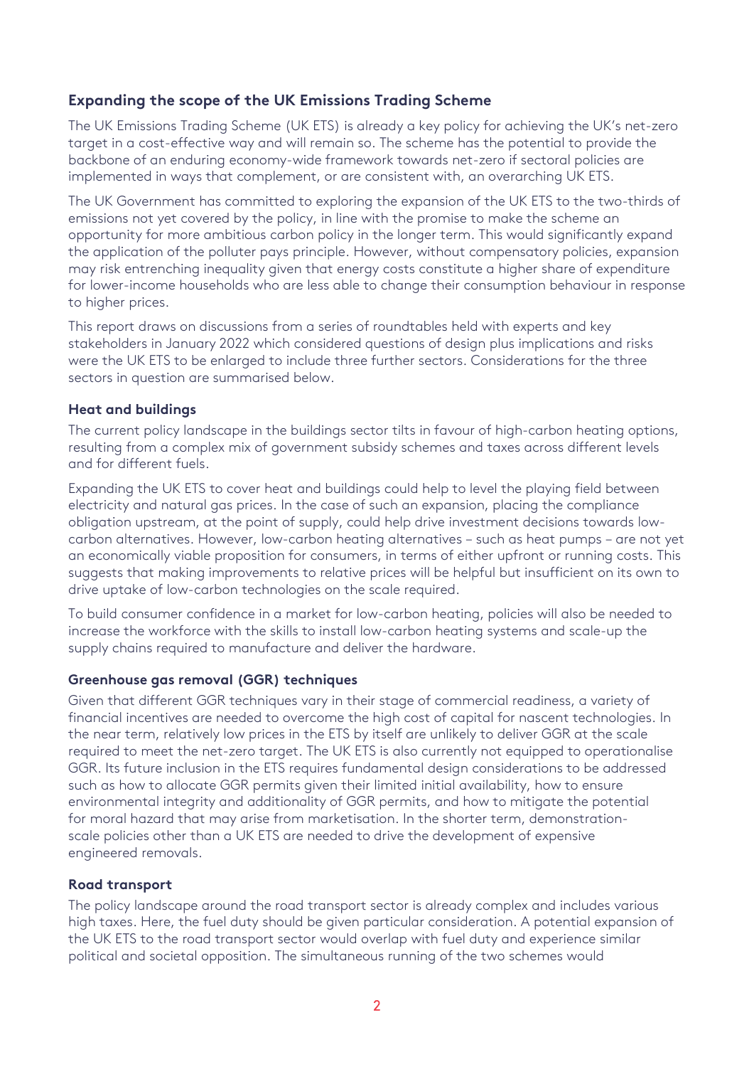## Expanding the scope of the UK Emissions Trading Scheme

The UK Emissions Trading Scheme (UK ETS) is already a key policy for achieving the UK's net-zero target in a cost-effective way and will remain so. The scheme has the potential to provide the backbone of an enduring economy-wide framework towards net-zero if sectoral policies are implemented in ways that complement, or are consistent with, an overarching UK ETS.

The UK Government has committed to exploring the expansion of the UK ETS to the two-thirds of emissions not yet covered by the policy, in line with the promise to make the scheme an opportunity for more ambitious carbon policy in the longer term. This would significantly expand the application of the polluter pays principle. However, without compensatory policies, expansion may risk entrenching inequality given that energy costs constitute a higher share of expenditure for lower-income households who are less able to change their consumption behaviour in response to higher prices.

This report draws on discussions from a series of roundtables held with experts and key stakeholders in January 2022 which considered questions of design plus implications and risks were the UK ETS to be enlarged to include three further sectors. Considerations for the three sectors in question are summarised below.

### Heat and buildings

The current policy landscape in the buildings sector tilts in favour of high-carbon heating options, resulting from a complex mix of government subsidy schemes and taxes across different levels and for different fuels.

Expanding the UK ETS to cover heat and buildings could help to level the playing field between electricity and natural gas prices. In the case of such an expansion, placing the compliance obligation upstream, at the point of supply, could help drive investment decisions towards low-carbon alternatives. However, low-carbon heating alternatives – such as heat pumps – are not yet an economically viable proposition for consumers, in terms of either upfront or running costs. This suggests that making improvements to relative prices will be helpful but insufficient on its own to drive uptake of low-carbon technologies on the scale required.

To build consumer confidence in a market for low-carbon heating, policies will also be needed to increase the workforce with the skills to install low-carbon heating systems and scale-up the supply chains required to manufacture and deliver the hardware.

### Greenhouse gas removal (GGR) techniques

Given that different GGR techniques vary in their stage of commercial readiness, a variety of financial incentives are needed to overcome the high cost of capital for nascent technologies. In the near term, relatively low prices in the ETS by itself are unlikely to deliver GGR at the scale required to meet the net-zero target. The UK ETS is also currently not equipped to operationalise GGR. Its future inclusion in the ETS requires fundamental design considerations to be addressed such as how to allocate GGR permits given their limited initial availability, how to ensure environmental integrity and additionality of GGR permits, and how to mitigate the potential for moral hazard that may arise from marketisation. In the shorter term, demonstration-scale policies other than a UK ETS are needed to drive the development of expensive engineered removals.

### Road transport

The policy landscape around the road transport sector is already complex and includes various high taxes. Here, the fuel duty should be given particular consideration. A potential expansion of the UK ETS to the road transport sector would overlap with fuel duty and experience similar political and societal opposition. The simultaneous running of the two schemes would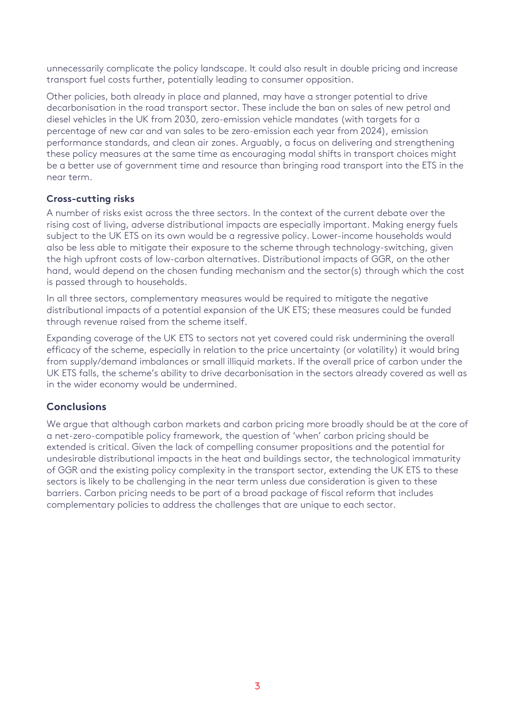unnecessarily complicate the policy landscape. It could also result in double pricing and increase transport fuel costs further, potentially leading to consumer opposition.

Other policies, both already in place and planned, may have a stronger potential to drive decarbonisation in the road transport sector. These include the ban on sales of new petrol and diesel vehicles in the UK from 2030, zero-emission vehicle mandates (with targets for a percentage of new car and van sales to be zero-emission each year from 2024), emission performance standards, and clean air zones. Arguably, a focus on delivering and strengthening these policy measures at the same time as encouraging modal shifts in transport choices might be a better use of government time and resource than bringing road transport into the ETS in the near term.

### Cross-cutting risks

A number of risks exist across the three sectors. In the context of the current debate over the rising cost of living, adverse distributional impacts are especially important. Making energy fuels subject to the UK ETS on its own would be a regressive policy. Lower-income households would also be less able to mitigate their exposure to the scheme through technology-switching, given the high upfront costs of low-carbon alternatives. Distributional impacts of GGR, on the other hand, would depend on the chosen funding mechanism and the sector(s) through which the cost is passed through to households.

In all three sectors, complementary measures would be required to mitigate the negative distributional impacts of a potential expansion of the UK ETS; these measures could be funded through revenue raised from the scheme itself.

Expanding coverage of the UK ETS to sectors not yet covered could risk undermining the overall efficacy of the scheme, especially in relation to the price uncertainty (or volatility) it would bring from supply/demand imbalances or small illiquid markets. If the overall price of carbon under the UK ETS falls, the scheme's ability to drive decarbonisation in the sectors already covered as well as in the wider economy would be undermined.

## Conclusions

We argue that although carbon markets and carbon pricing more broadly should be at the core of a net-zero-compatible policy framework, the question of 'when' carbon pricing should be extended is critical. Given the lack of compelling consumer propositions and the potential for undesirable distributional impacts in the heat and buildings sector, the technological immaturity of GGR and the existing policy complexity in the transport sector, extending the UK ETS to these sectors is likely to be challenging in the near term unless due consideration is given to these barriers. Carbon pricing needs to be part of a broad package of fiscal reform that includes complementary policies to address the challenges that are unique to each sector.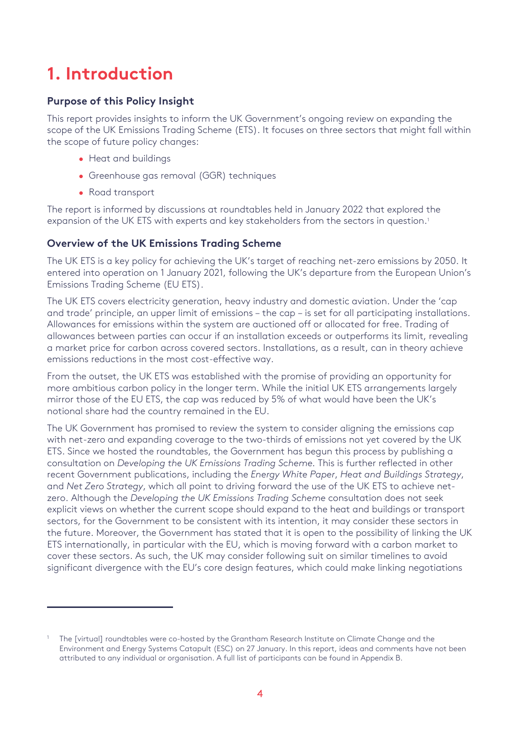# 1. Introduction

### Purpose of this Policy Insight

This report provides insights to inform the UK Government's ongoing review on expanding the scope of the UK Emissions Trading Scheme (ETS). It focuses on three sectors that might fall within the scope of future policy changes:

- Heat and buildings
- Greenhouse gas removal (GGR) techniques
- Road transport

The report is informed by discussions at roundtables held in January 2022 that explored the expansion of the UK ETS with experts and key stakeholders from the sectors in question.[1]

### Overview of the UK Emissions Trading Scheme

The UK ETS is a key policy for achieving the UK's target of reaching net-zero emissions by 2050. It entered into operation on 1 January 2021, following the UK's departure from the European Union's Emissions Trading Scheme (EU ETS).

The UK ETS covers electricity generation, heavy industry and domestic aviation. Under the 'cap and trade' principle, an upper limit of emissions – the cap – is set for all participating installations. Allowances for emissions within the system are auctioned off or allocated for free. Trading of allowances between parties can occur if an installation exceeds or outperforms its limit, revealing a market price for carbon across covered sectors. Installations, as a result, can in theory achieve emissions reductions in the most cost-effective way.

From the outset, the UK ETS was established with the promise of providing an opportunity for more ambitious carbon policy in the longer term. While the initial UK ETS arrangements largely mirror those of the EU ETS, the cap was reduced by 5% of what would have been the UK's notional share had the country remained in the EU.

The UK Government has promised to review the system to consider aligning the emissions cap with net-zero and expanding coverage to the two-thirds of emissions not yet covered by the UK ETS. Since we hosted the roundtables, the Government has begun this process by publishing a consultation on *Developing the UK Emissions Trading Scheme*. This is further reflected in other recent Government publications, including the *Energy White Paper*, *Heat and Buildings Strategy*, and *Net Zero Strategy*, which all point to driving forward the use of the UK ETS to achieve net-zero. Although the *Developing the UK Emissions Trading Scheme* consultation does not seek explicit views on whether the current scope should expand to the heat and buildings or transport sectors, for the Government to be consistent with its intention, it may consider these sectors in the future. Moreover, the Government has stated that it is open to the possibility of linking the UK ETS internationally, in particular with the EU, which is moving forward with a carbon market to cover these sectors. As such, the UK may consider following suit on similar timelines to avoid significant divergence with the EU's core design features, which could make linking negotiations

---

[1] The [virtual] roundtables were co-hosted by the Grantham Research Institute on Climate Change and the Environment and Energy Systems Catapult (ESC) on 27 January. In this report, ideas and comments have not been attributed to any individual or organisation. A full list of participants can be found in Appendix B.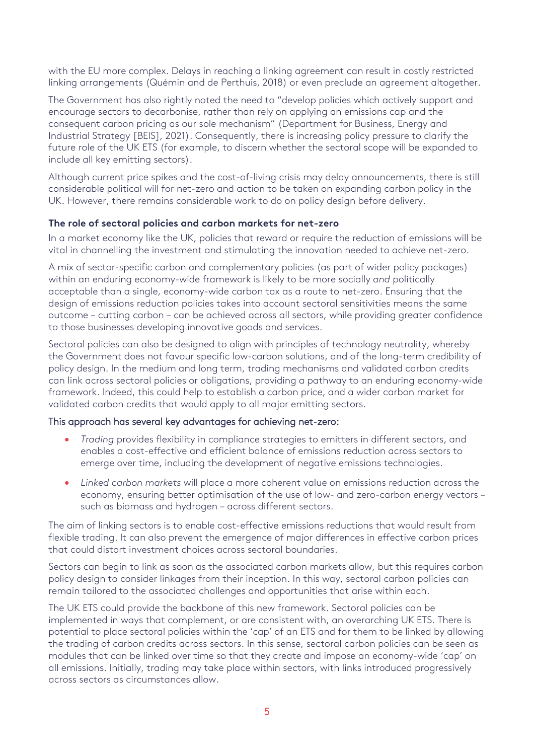with the EU more complex. Delays in reaching a linking agreement can result in costly restricted linking arrangements (Quémin and de Perthuis, 2018) or even preclude an agreement altogether.

The Government has also rightly noted the need to "develop policies which actively support and encourage sectors to decarbonise, rather than rely on applying an emissions cap and the consequent carbon pricing as our sole mechanism" (Department for Business, Energy and Industrial Strategy [BEIS], 2021). Consequently, there is increasing policy pressure to clarify the future role of the UK ETS (for example, to discern whether the sectoral scope will be expanded to include all key emitting sectors).

Although current price spikes and the cost-of-living crisis may delay announcements, there is still considerable political will for net-zero and action to be taken on expanding carbon policy in the UK. However, there remains considerable work to do on policy design before delivery.

### The role of sectoral policies and carbon markets for net-zero

In a market economy like the UK, policies that reward or require the reduction of emissions will be vital in channelling the investment and stimulating the innovation needed to achieve net-zero.

A mix of sector-specific carbon and complementary policies (as part of wider policy packages) within an enduring economy-wide framework is likely to be more socially *and* politically acceptable than a single, economy-wide carbon tax as a route to net-zero. Ensuring that the design of emissions reduction policies takes into account sectoral sensitivities means the same outcome – cutting carbon – can be achieved across all sectors, while providing greater confidence to those businesses developing innovative goods and services.

Sectoral policies can also be designed to align with principles of technology neutrality, whereby the Government does not favour specific low-carbon solutions, and of the long-term credibility of policy design. In the medium and long term, trading mechanisms and validated carbon credits can link across sectoral policies or obligations, providing a pathway to an enduring economy-wide framework. Indeed, this could help to establish a carbon price, and a wider carbon market for validated carbon credits that would apply to all major emitting sectors.

This approach has several key advantages for achieving net-zero:

- *Trading* provides flexibility in compliance strategies to emitters in different sectors, and enables a cost-effective and efficient balance of emissions reduction across sectors to emerge over time, including the development of negative emissions technologies.
- *Linked carbon markets* will place a more coherent value on emissions reduction across the economy, ensuring better optimisation of the use of low- and zero-carbon energy vectors – such as biomass and hydrogen – across different sectors.

The aim of linking sectors is to enable cost-effective emissions reductions that would result from flexible trading. It can also prevent the emergence of major differences in effective carbon prices that could distort investment choices across sectoral boundaries.

Sectors can begin to link as soon as the associated carbon markets allow, but this requires carbon policy design to consider linkages from their inception. In this way, sectoral carbon policies can remain tailored to the associated challenges and opportunities that arise within each.

The UK ETS could provide the backbone of this new framework. Sectoral policies can be implemented in ways that complement, or are consistent with, an overarching UK ETS. There is potential to place sectoral policies within the 'cap' of an ETS and for them to be linked by allowing the trading of carbon credits across sectors. In this sense, sectoral carbon policies can be seen as modules that can be linked over time so that they create and impose an economy-wide 'cap' on all emissions. Initially, trading may take place within sectors, with links introduced progressively across sectors as circumstances allow.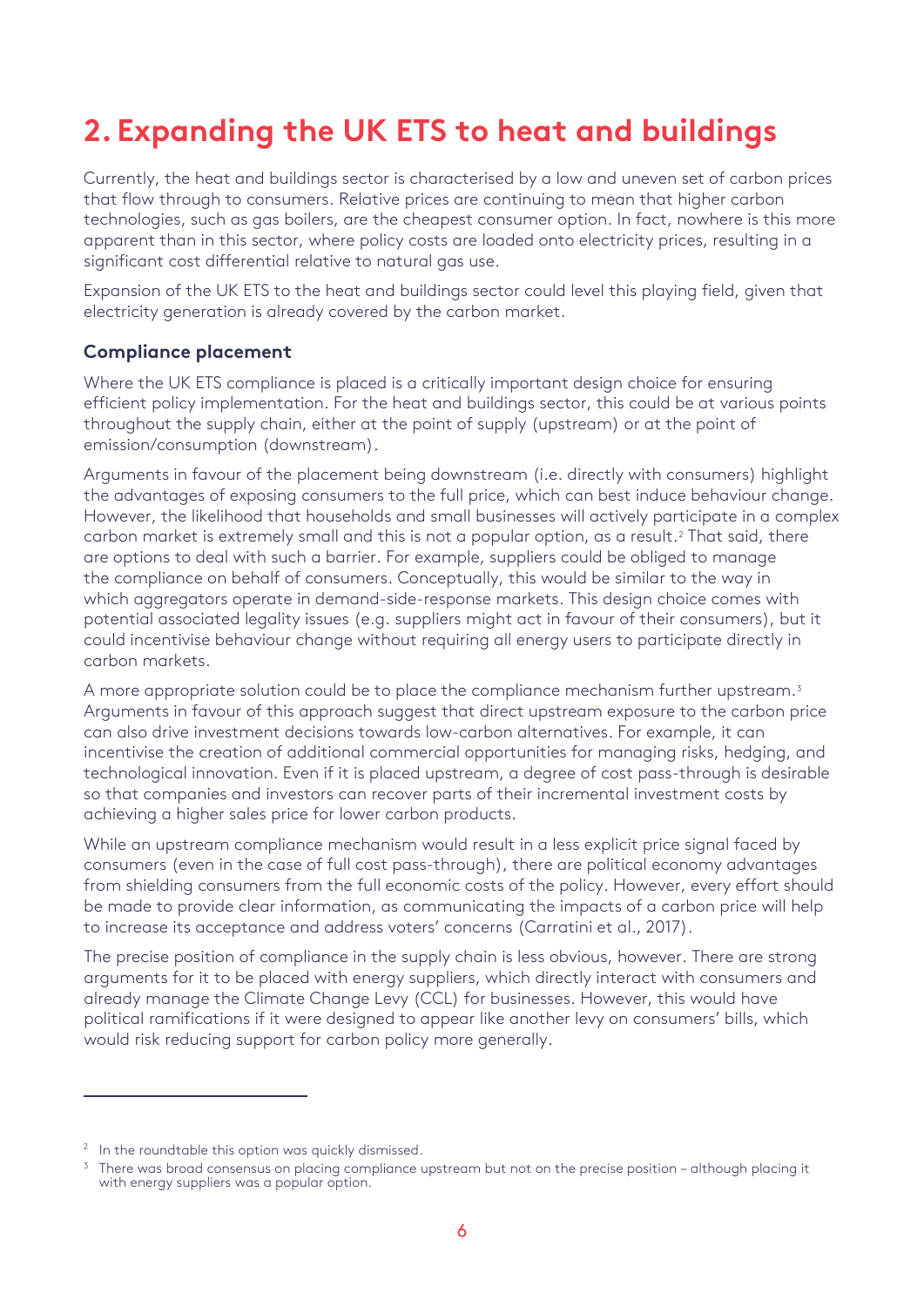## 2. Expanding the UK ETS to heat and buildings

Currently, the heat and buildings sector is characterised by a low and uneven set of carbon prices that flow through to consumers. Relative prices are continuing to mean that higher carbon technologies, such as gas boilers, are the cheapest consumer option. In fact, nowhere is this more apparent than in this sector, where policy costs are loaded onto electricity prices, resulting in a significant cost differential relative to natural gas use.

Expansion of the UK ETS to the heat and buildings sector could level this playing field, given that electricity generation is already covered by the carbon market.

### Compliance placement

Where the UK ETS compliance is placed is a critically important design choice for ensuring efficient policy implementation. For the heat and buildings sector, this could be at various points throughout the supply chain, either at the point of supply (upstream) or at the point of emission/consumption (downstream).

Arguments in favour of the placement being downstream (i.e. directly with consumers) highlight the advantages of exposing consumers to the full price, which can best induce behaviour change. However, the likelihood that households and small businesses will actively participate in a complex carbon market is extremely small and this is not a popular option, as a result.[2] That said, there are options to deal with such a barrier. For example, suppliers could be obliged to manage the compliance on behalf of consumers. Conceptually, this would be similar to the way in which aggregators operate in demand-side-response markets. This design choice comes with potential associated legality issues (e.g. suppliers might act in favour of their consumers), but it could incentivise behaviour change without requiring all energy users to participate directly in carbon markets.

A more appropriate solution could be to place the compliance mechanism further upstream.[3] Arguments in favour of this approach suggest that direct upstream exposure to the carbon price can also drive investment decisions towards low-carbon alternatives. For example, it can incentivise the creation of additional commercial opportunities for managing risks, hedging, and technological innovation. Even if it is placed upstream, a degree of cost pass-through is desirable so that companies and investors can recover parts of their incremental investment costs by achieving a higher sales price for lower carbon products.

While an upstream compliance mechanism would result in a less explicit price signal faced by consumers (even in the case of full cost pass-through), there are political economy advantages from shielding consumers from the full economic costs of the policy. However, every effort should be made to provide clear information, as communicating the impacts of a carbon price will help to increase its acceptance and address voters' concerns (Carratini et al., 2017).

The precise position of compliance in the supply chain is less obvious, however. There are strong arguments for it to be placed with energy suppliers, which directly interact with consumers and already manage the Climate Change Levy (CCL) for businesses. However, this would have political ramifications if it were designed to appear like another levy on consumers' bills, which would risk reducing support for carbon policy more generally.

---

[2] In the roundtable this option was quickly dismissed.

[3] There was broad consensus on placing compliance upstream but not on the precise position – although placing it with energy suppliers was a popular option.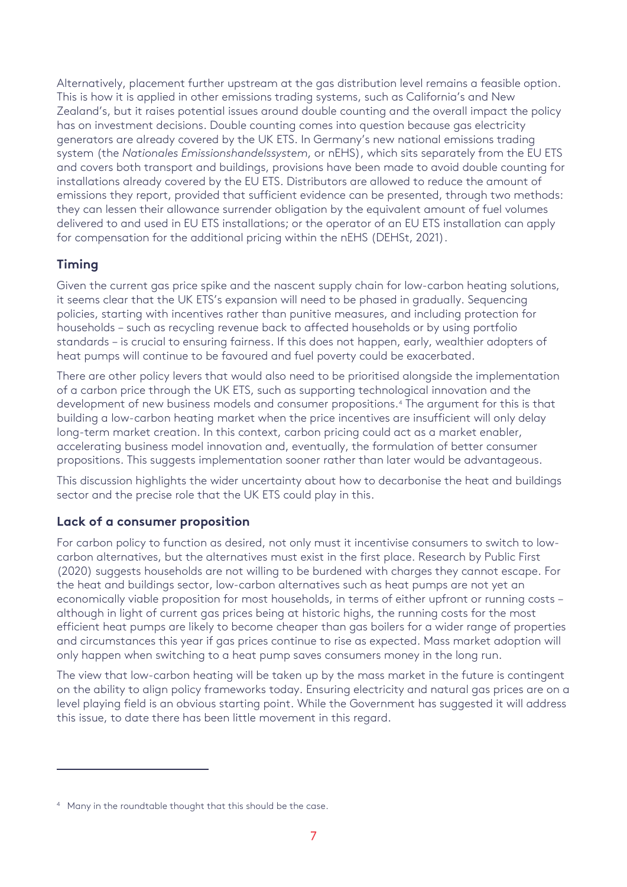Alternatively, placement further upstream at the gas distribution level remains a feasible option. This is how it is applied in other emissions trading systems, such as California's and New Zealand's, but it raises potential issues around double counting and the overall impact the policy has on investment decisions. Double counting comes into question because gas electricity generators are already covered by the UK ETS. In Germany's new national emissions trading system (the *Nationales Emissionshandelssystem*, or nEHS), which sits separately from the EU ETS and covers both transport and buildings, provisions have been made to avoid double counting for installations already covered by the EU ETS. Distributors are allowed to reduce the amount of emissions they report, provided that sufficient evidence can be presented, through two methods: they can lessen their allowance surrender obligation by the equivalent amount of fuel volumes delivered to and used in EU ETS installations; or the operator of an EU ETS installation can apply for compensation for the additional pricing within the nEHS (DEHSt, 2021).

### Timing

Given the current gas price spike and the nascent supply chain for low-carbon heating solutions, it seems clear that the UK ETS's expansion will need to be phased in gradually. Sequencing policies, starting with incentives rather than punitive measures, and including protection for households – such as recycling revenue back to affected households or by using portfolio standards – is crucial to ensuring fairness. If this does not happen, early, wealthier adopters of heat pumps will continue to be favoured and fuel poverty could be exacerbated.

There are other policy levers that would also need to be prioritised alongside the implementation of a carbon price through the UK ETS, such as supporting technological innovation and the development of new business models and consumer propositions.[4] The argument for this is that building a low-carbon heating market when the price incentives are insufficient will only delay long-term market creation. In this context, carbon pricing could act as a market enabler, accelerating business model innovation and, eventually, the formulation of better consumer propositions. This suggests implementation sooner rather than later would be advantageous.

This discussion highlights the wider uncertainty about how to decarbonise the heat and buildings sector and the precise role that the UK ETS could play in this.

### Lack of a consumer proposition

For carbon policy to function as desired, not only must it incentivise consumers to switch to low-carbon alternatives, but the alternatives must exist in the first place. Research by Public First (2020) suggests households are not willing to be burdened with charges they cannot escape. For the heat and buildings sector, low-carbon alternatives such as heat pumps are not yet an economically viable proposition for most households, in terms of either upfront or running costs – although in light of current gas prices being at historic highs, the running costs for the most efficient heat pumps are likely to become cheaper than gas boilers for a wider range of properties and circumstances this year if gas prices continue to rise as expected. Mass market adoption will only happen when switching to a heat pump saves consumers money in the long run.

The view that low-carbon heating will be taken up by the mass market in the future is contingent on the ability to align policy frameworks today. Ensuring electricity and natural gas prices are on a level playing field is an obvious starting point. While the Government has suggested it will address this issue, to date there has been little movement in this regard.

---

[4] Many in the roundtable thought that this should be the case.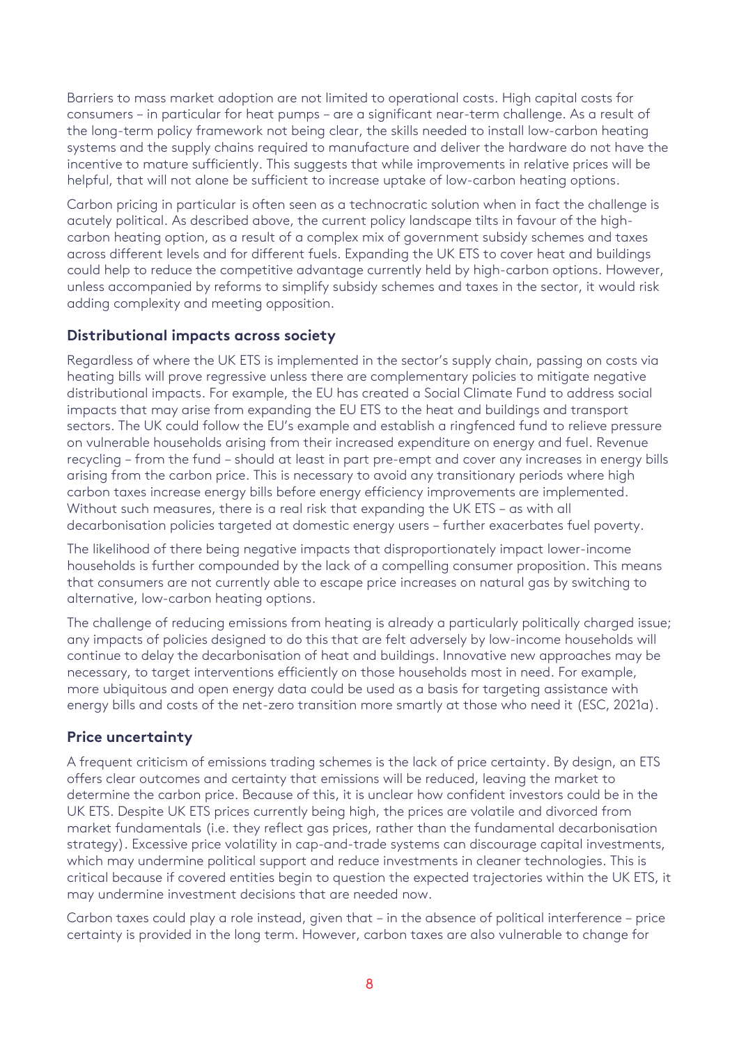Barriers to mass market adoption are not limited to operational costs. High capital costs for consumers – in particular for heat pumps – are a significant near-term challenge. As a result of the long-term policy framework not being clear, the skills needed to install low-carbon heating systems and the supply chains required to manufacture and deliver the hardware do not have the incentive to mature sufficiently. This suggests that while improvements in relative prices will be helpful, that will not alone be sufficient to increase uptake of low-carbon heating options.

Carbon pricing in particular is often seen as a technocratic solution when in fact the challenge is acutely political. As described above, the current policy landscape tilts in favour of the high-carbon heating option, as a result of a complex mix of government subsidy schemes and taxes across different levels and for different fuels. Expanding the UK ETS to cover heat and buildings could help to reduce the competitive advantage currently held by high-carbon options. However, unless accompanied by reforms to simplify subsidy schemes and taxes in the sector, it would risk adding complexity and meeting opposition.

### Distributional impacts across society

Regardless of where the UK ETS is implemented in the sector's supply chain, passing on costs via heating bills will prove regressive unless there are complementary policies to mitigate negative distributional impacts. For example, the EU has created a Social Climate Fund to address social impacts that may arise from expanding the EU ETS to the heat and buildings and transport sectors. The UK could follow the EU's example and establish a ringfenced fund to relieve pressure on vulnerable households arising from their increased expenditure on energy and fuel. Revenue recycling – from the fund – should at least in part pre-empt and cover any increases in energy bills arising from the carbon price. This is necessary to avoid any transitionary periods where high carbon taxes increase energy bills before energy efficiency improvements are implemented. Without such measures, there is a real risk that expanding the UK ETS – as with all decarbonisation policies targeted at domestic energy users – further exacerbates fuel poverty.

The likelihood of there being negative impacts that disproportionately impact lower-income households is further compounded by the lack of a compelling consumer proposition. This means that consumers are not currently able to escape price increases on natural gas by switching to alternative, low-carbon heating options.

The challenge of reducing emissions from heating is already a particularly politically charged issue; any impacts of policies designed to do this that are felt adversely by low-income households will continue to delay the decarbonisation of heat and buildings. Innovative new approaches may be necessary, to target interventions efficiently on those households most in need. For example, more ubiquitous and open energy data could be used as a basis for targeting assistance with energy bills and costs of the net-zero transition more smartly at those who need it (ESC, 2021a).

### Price uncertainty

A frequent criticism of emissions trading schemes is the lack of price certainty. By design, an ETS offers clear outcomes and certainty that emissions will be reduced, leaving the market to determine the carbon price. Because of this, it is unclear how confident investors could be in the UK ETS. Despite UK ETS prices currently being high, the prices are volatile and divorced from market fundamentals (i.e. they reflect gas prices, rather than the fundamental decarbonisation strategy). Excessive price volatility in cap-and-trade systems can discourage capital investments, which may undermine political support and reduce investments in cleaner technologies. This is critical because if covered entities begin to question the expected trajectories within the UK ETS, it may undermine investment decisions that are needed now.

Carbon taxes could play a role instead, given that – in the absence of political interference – price certainty is provided in the long term. However, carbon taxes are also vulnerable to change for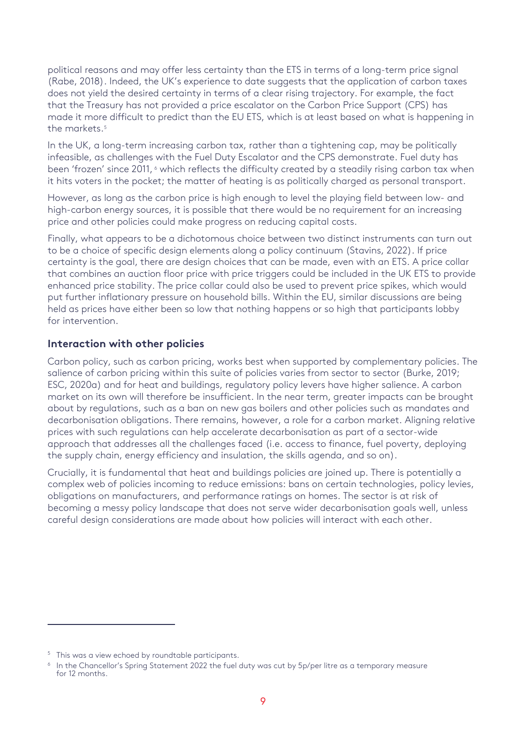political reasons and may offer less certainty than the ETS in terms of a long-term price signal (Rabe, 2018). Indeed, the UK's experience to date suggests that the application of carbon taxes does not yield the desired certainty in terms of a clear rising trajectory. For example, the fact that the Treasury has not provided a price escalator on the Carbon Price Support (CPS) has made it more difficult to predict than the EU ETS, which is at least based on what is happening in the markets.[5]

In the UK, a long-term increasing carbon tax, rather than a tightening cap, may be politically infeasible, as challenges with the Fuel Duty Escalator and the CPS demonstrate. Fuel duty has been 'frozen' since 2011,[6] which reflects the difficulty created by a steadily rising carbon tax when it hits voters in the pocket; the matter of heating is as politically charged as personal transport.

However, as long as the carbon price is high enough to level the playing field between low- and high-carbon energy sources, it is possible that there would be no requirement for an increasing price and other policies could make progress on reducing capital costs.

Finally, what appears to be a dichotomous choice between two distinct instruments can turn out to be a choice of specific design elements along a policy continuum (Stavins, 2022). If price certainty is the goal, there are design choices that can be made, even with an ETS. A price collar that combines an auction floor price with price triggers could be included in the UK ETS to provide enhanced price stability. The price collar could also be used to prevent price spikes, which would put further inflationary pressure on household bills. Within the EU, similar discussions are being held as prices have either been so low that nothing happens or so high that participants lobby for intervention.

## Interaction with other policies

Carbon policy, such as carbon pricing, works best when supported by complementary policies. The salience of carbon pricing within this suite of policies varies from sector to sector (Burke, 2019; ESC, 2020a) and for heat and buildings, regulatory policy levers have higher salience. A carbon market on its own will therefore be insufficient. In the near term, greater impacts can be brought about by regulations, such as a ban on new gas boilers and other policies such as mandates and decarbonisation obligations. There remains, however, a role for a carbon market. Aligning relative prices with such regulations can help accelerate decarbonisation as part of a sector-wide approach that addresses all the challenges faced (i.e. access to finance, fuel poverty, deploying the supply chain, energy efficiency and insulation, the skills agenda, and so on).

Crucially, it is fundamental that heat and buildings policies are joined up. There is potentially a complex web of policies incoming to reduce emissions: bans on certain technologies, policy levies, obligations on manufacturers, and performance ratings on homes. The sector is at risk of becoming a messy policy landscape that does not serve wider decarbonisation goals well, unless careful design considerations are made about how policies will interact with each other.

---

[5] This was a view echoed by roundtable participants.

[6] In the Chancellor's Spring Statement 2022 the fuel duty was cut by 5p/per litre as a temporary measure for 12 months.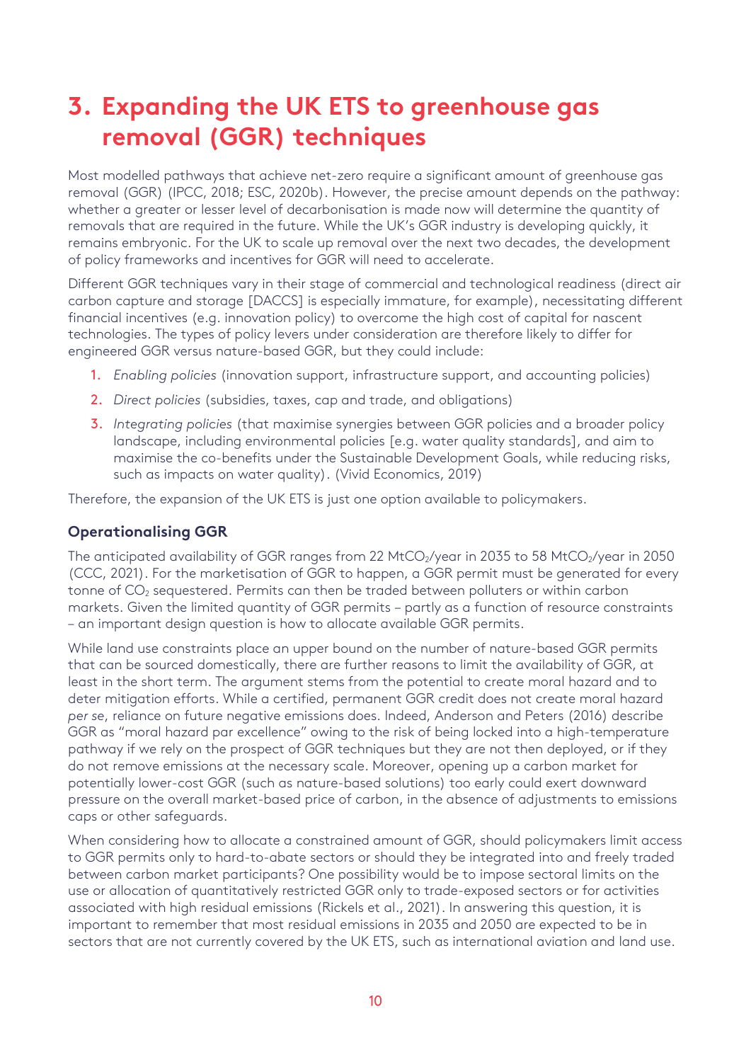# 3. Expanding the UK ETS to greenhouse gas removal (GGR) techniques

Most modelled pathways that achieve net-zero require a significant amount of greenhouse gas removal (GGR) (IPCC, 2018; ESC, 2020b). However, the precise amount depends on the pathway: whether a greater or lesser level of decarbonisation is made now will determine the quantity of removals that are required in the future. While the UK's GGR industry is developing quickly, it remains embryonic. For the UK to scale up removal over the next two decades, the development of policy frameworks and incentives for GGR will need to accelerate.

Different GGR techniques vary in their stage of commercial and technological readiness (direct air carbon capture and storage [DACCS] is especially immature, for example), necessitating different financial incentives (e.g. innovation policy) to overcome the high cost of capital for nascent technologies. The types of policy levers under consideration are therefore likely to differ for engineered GGR versus nature-based GGR, but they could include:

1. *Enabling policies* (innovation support, infrastructure support, and accounting policies)
2. *Direct policies* (subsidies, taxes, cap and trade, and obligations)
3. *Integrating policies* (that maximise synergies between GGR policies and a broader policy landscape, including environmental policies [e.g. water quality standards], and aim to maximise the co-benefits under the Sustainable Development Goals, while reducing risks, such as impacts on water quality). (Vivid Economics, 2019)

Therefore, the expansion of the UK ETS is just one option available to policymakers.

### Operationalising GGR

The anticipated availability of GGR ranges from 22 $MtCO_2$/year in 2035 to 58 $MtCO_2$/year in 2050 (CCC, 2021). For the marketisation of GGR to happen, a GGR permit must be generated for every tonne of $CO_2$ sequestered. Permits can then be traded between polluters or within carbon markets. Given the limited quantity of GGR permits – partly as a function of resource constraints – an important design question is how to allocate available GGR permits.

While land use constraints place an upper bound on the number of nature-based GGR permits that can be sourced domestically, there are further reasons to limit the availability of GGR, at least in the short term. The argument stems from the potential to create moral hazard and to deter mitigation efforts. While a certified, permanent GGR credit does not create moral hazard *per se*, reliance on future negative emissions does. Indeed, Anderson and Peters (2016) describe GGR as "moral hazard par excellence" owing to the risk of being locked into a high-temperature pathway if we rely on the prospect of GGR techniques but they are not then deployed, or if they do not remove emissions at the necessary scale. Moreover, opening up a carbon market for potentially lower-cost GGR (such as nature-based solutions) too early could exert downward pressure on the overall market-based price of carbon, in the absence of adjustments to emissions caps or other safeguards.

When considering how to allocate a constrained amount of GGR, should policymakers limit access to GGR permits only to hard-to-abate sectors or should they be integrated into and freely traded between carbon market participants? One possibility would be to impose sectoral limits on the use or allocation of quantitatively restricted GGR only to trade-exposed sectors or for activities associated with high residual emissions (Rickels et al., 2021). In answering this question, it is important to remember that most residual emissions in 2035 and 2050 are expected to be in sectors that are not currently covered by the UK ETS, such as international aviation and land use.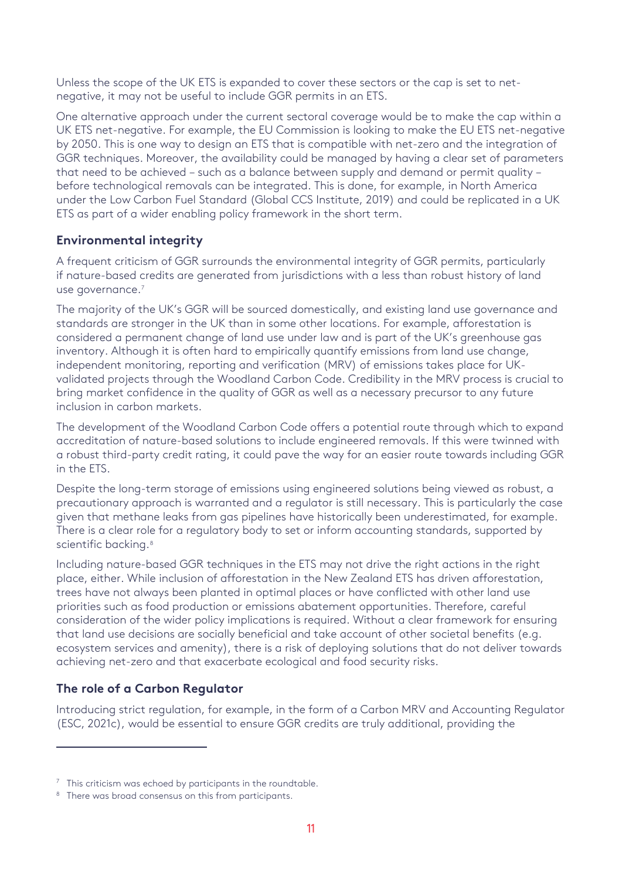Unless the scope of the UK ETS is expanded to cover these sectors or the cap is set to net-negative, it may not be useful to include GGR permits in an ETS.

One alternative approach under the current sectoral coverage would be to make the cap within a UK ETS net-negative. For example, the EU Commission is looking to make the EU ETS net-negative by 2050. This is one way to design an ETS that is compatible with net-zero and the integration of GGR techniques. Moreover, the availability could be managed by having a clear set of parameters that need to be achieved – such as a balance between supply and demand or permit quality – before technological removals can be integrated. This is done, for example, in North America under the Low Carbon Fuel Standard (Global CCS Institute, 2019) and could be replicated in a UK ETS as part of a wider enabling policy framework in the short term.

## Environmental integrity

A frequent criticism of GGR surrounds the environmental integrity of GGR permits, particularly if nature-based credits are generated from jurisdictions with a less than robust history of land use governance.[7]

The majority of the UK's GGR will be sourced domestically, and existing land use governance and standards are stronger in the UK than in some other locations. For example, afforestation is considered a permanent change of land use under law and is part of the UK's greenhouse gas inventory. Although it is often hard to empirically quantify emissions from land use change, independent monitoring, reporting and verification (MRV) of emissions takes place for UK-validated projects through the Woodland Carbon Code. Credibility in the MRV process is crucial to bring market confidence in the quality of GGR as well as a necessary precursor to any future inclusion in carbon markets.

The development of the Woodland Carbon Code offers a potential route through which to expand accreditation of nature-based solutions to include engineered removals. If this were twinned with a robust third-party credit rating, it could pave the way for an easier route towards including GGR in the ETS.

Despite the long-term storage of emissions using engineered solutions being viewed as robust, a precautionary approach is warranted and a regulator is still necessary. This is particularly the case given that methane leaks from gas pipelines have historically been underestimated, for example. There is a clear role for a regulatory body to set or inform accounting standards, supported by scientific backing.[8]

Including nature-based GGR techniques in the ETS may not drive the right actions in the right place, either. While inclusion of afforestation in the New Zealand ETS has driven afforestation, trees have not always been planted in optimal places or have conflicted with other land use priorities such as food production or emissions abatement opportunities. Therefore, careful consideration of the wider policy implications is required. Without a clear framework for ensuring that land use decisions are socially beneficial and take account of other societal benefits (e.g. ecosystem services and amenity), there is a risk of deploying solutions that do not deliver towards achieving net-zero and that exacerbate ecological and food security risks.

## The role of a Carbon Regulator

Introducing strict regulation, for example, in the form of a Carbon MRV and Accounting Regulator (ESC, 2021c), would be essential to ensure GGR credits are truly additional, providing the

---

[7] This criticism was echoed by participants in the roundtable.

[8] There was broad consensus on this from participants.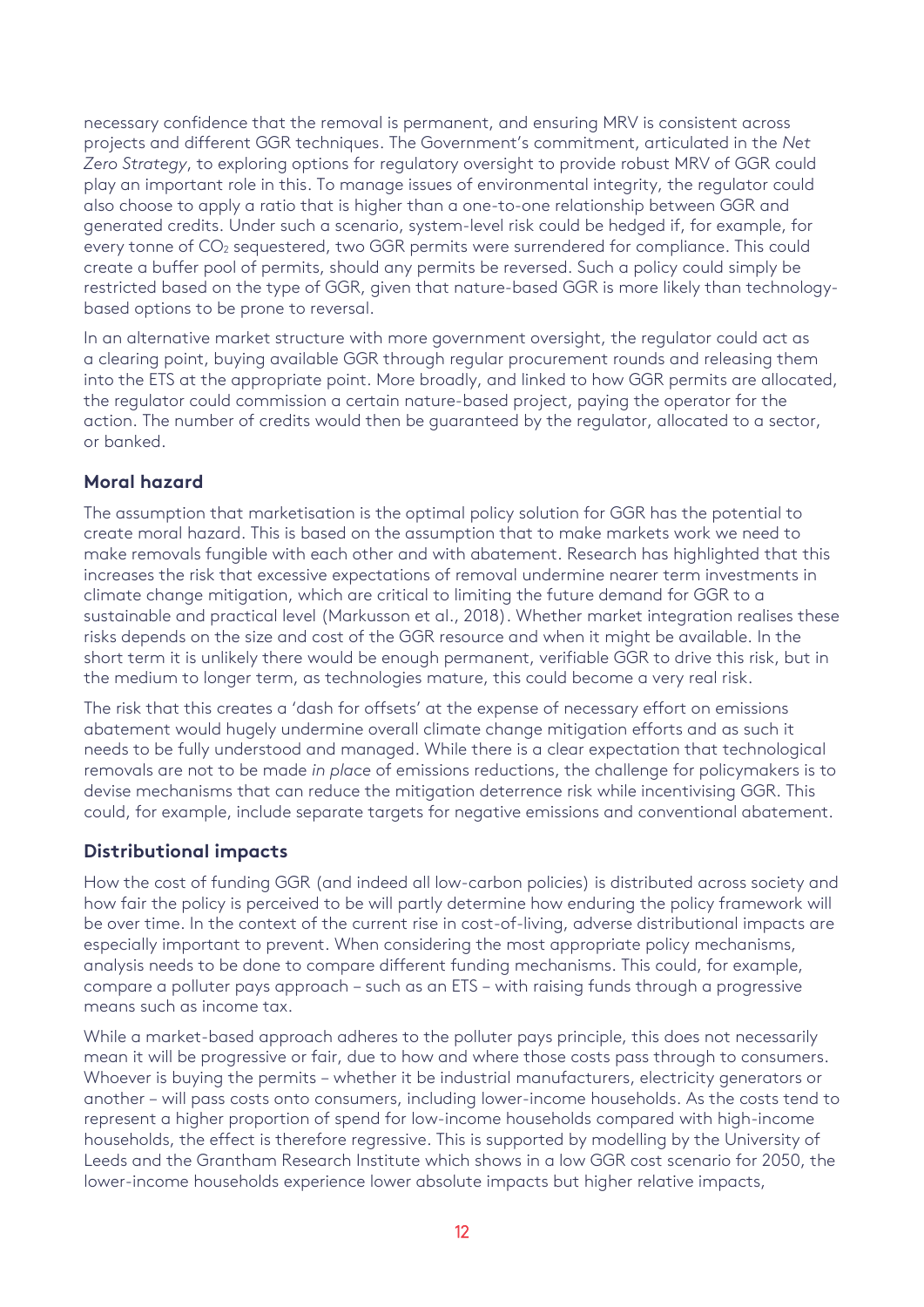necessary confidence that the removal is permanent, and ensuring MRV is consistent across projects and different GGR techniques. The Government's commitment, articulated in the *Net Zero Strategy*, to exploring options for regulatory oversight to provide robust MRV of GGR could play an important role in this. To manage issues of environmental integrity, the regulator could also choose to apply a ratio that is higher than a one-to-one relationship between GGR and generated credits. Under such a scenario, system-level risk could be hedged if, for example, for every tonne of $CO_2$ sequestered, two GGR permits were surrendered for compliance. This could create a buffer pool of permits, should any permits be reversed. Such a policy could simply be restricted based on the type of GGR, given that nature-based GGR is more likely than technology-based options to be prone to reversal.

In an alternative market structure with more government oversight, the regulator could act as a clearing point, buying available GGR through regular procurement rounds and releasing them into the ETS at the appropriate point. More broadly, and linked to how GGR permits are allocated, the regulator could commission a certain nature-based project, paying the operator for the action. The number of credits would then be guaranteed by the regulator, allocated to a sector, or banked.

### Moral hazard

The assumption that marketisation is the optimal policy solution for GGR has the potential to create moral hazard. This is based on the assumption that to make markets work we need to make removals fungible with each other and with abatement. Research has highlighted that this increases the risk that excessive expectations of removal undermine nearer term investments in climate change mitigation, which are critical to limiting the future demand for GGR to a sustainable and practical level (Markusson et al., 2018). Whether market integration realises these risks depends on the size and cost of the GGR resource and when it might be available. In the short term it is unlikely there would be enough permanent, verifiable GGR to drive this risk, but in the medium to longer term, as technologies mature, this could become a very real risk.

The risk that this creates a 'dash for offsets' at the expense of necessary effort on emissions abatement would hugely undermine overall climate change mitigation efforts and as such it needs to be fully understood and managed. While there is a clear expectation that technological removals are not to be made *in place* of emissions reductions, the challenge for policymakers is to devise mechanisms that can reduce the mitigation deterrence risk while incentivising GGR. This could, for example, include separate targets for negative emissions and conventional abatement.

### Distributional impacts

How the cost of funding GGR (and indeed all low-carbon policies) is distributed across society and how fair the policy is perceived to be will partly determine how enduring the policy framework will be over time. In the context of the current rise in cost-of-living, adverse distributional impacts are especially important to prevent. When considering the most appropriate policy mechanisms, analysis needs to be done to compare different funding mechanisms. This could, for example, compare a polluter pays approach – such as an ETS – with raising funds through a progressive means such as income tax.

While a market-based approach adheres to the polluter pays principle, this does not necessarily mean it will be progressive or fair, due to how and where those costs pass through to consumers. Whoever is buying the permits – whether it be industrial manufacturers, electricity generators or another – will pass costs onto consumers, including lower-income households. As the costs tend to represent a higher proportion of spend for low-income households compared with high-income households, the effect is therefore regressive. This is supported by modelling by the University of Leeds and the Grantham Research Institute which shows in a low GGR cost scenario for 2050, the lower-income households experience lower absolute impacts but higher relative impacts,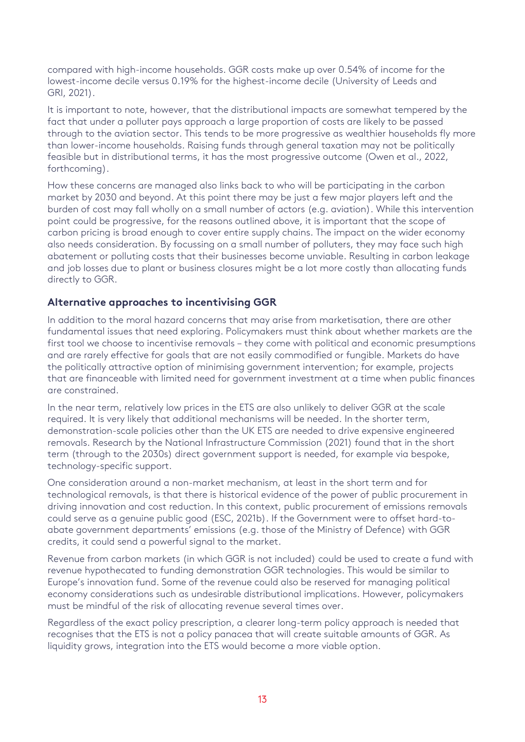compared with high-income households. GGR costs make up over 0.54% of income for the lowest-income decile versus 0.19% for the highest-income decile (University of Leeds and GRI, 2021).

It is important to note, however, that the distributional impacts are somewhat tempered by the fact that under a polluter pays approach a large proportion of costs are likely to be passed through to the aviation sector. This tends to be more progressive as wealthier households fly more than lower-income households. Raising funds through general taxation may not be politically feasible but in distributional terms, it has the most progressive outcome (Owen et al., 2022, forthcoming).

How these concerns are managed also links back to who will be participating in the carbon market by 2030 and beyond. At this point there may be just a few major players left and the burden of cost may fall wholly on a small number of actors (e.g. aviation). While this intervention point could be progressive, for the reasons outlined above, it is important that the scope of carbon pricing is broad enough to cover entire supply chains. The impact on the wider economy also needs consideration. By focussing on a small number of polluters, they may face such high abatement or polluting costs that their businesses become unviable. Resulting in carbon leakage and job losses due to plant or business closures might be a lot more costly than allocating funds directly to GGR.

### Alternative approaches to incentivising GGR

In addition to the moral hazard concerns that may arise from marketisation, there are other fundamental issues that need exploring. Policymakers must think about whether markets are the first tool we choose to incentivise removals – they come with political and economic presumptions and are rarely effective for goals that are not easily commodified or fungible. Markets do have the politically attractive option of minimising government intervention; for example, projects that are financeable with limited need for government investment at a time when public finances are constrained.

In the near term, relatively low prices in the ETS are also unlikely to deliver GGR at the scale required. It is very likely that additional mechanisms will be needed. In the shorter term, demonstration-scale policies other than the UK ETS are needed to drive expensive engineered removals. Research by the National Infrastructure Commission (2021) found that in the short term (through to the 2030s) direct government support is needed, for example via bespoke, technology-specific support.

One consideration around a non-market mechanism, at least in the short term and for technological removals, is that there is historical evidence of the power of public procurement in driving innovation and cost reduction. In this context, public procurement of emissions removals could serve as a genuine public good (ESC, 2021b). If the Government were to offset hard-to-abate government departments' emissions (e.g. those of the Ministry of Defence) with GGR credits, it could send a powerful signal to the market.

Revenue from carbon markets (in which GGR is not included) could be used to create a fund with revenue hypothecated to funding demonstration GGR technologies. This would be similar to Europe's innovation fund. Some of the revenue could also be reserved for managing political economy considerations such as undesirable distributional implications. However, policymakers must be mindful of the risk of allocating revenue several times over.

Regardless of the exact policy prescription, a clearer long-term policy approach is needed that recognises that the ETS is not a policy panacea that will create suitable amounts of GGR. As liquidity grows, integration into the ETS would become a more viable option.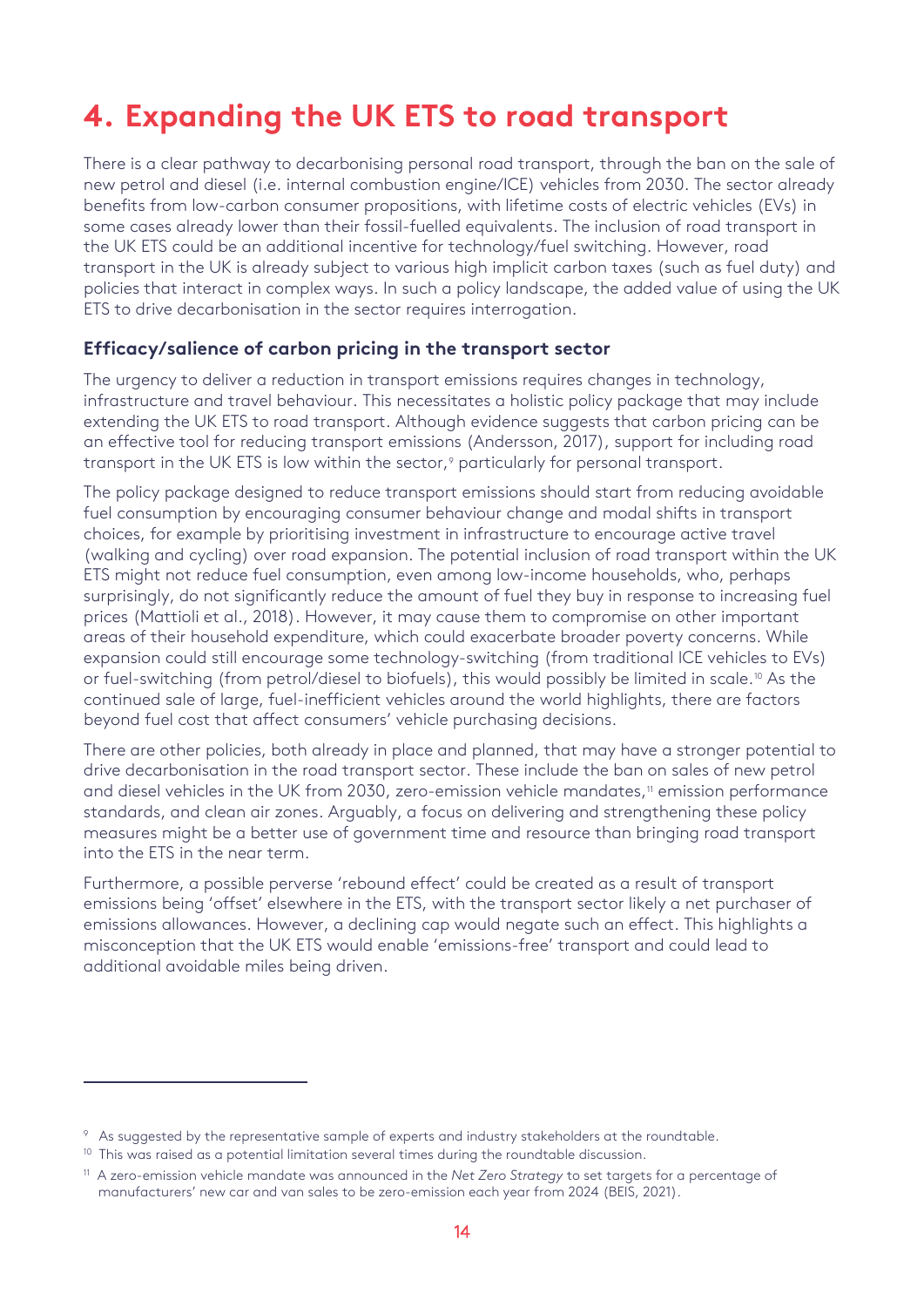# 4. Expanding the UK ETS to road transport

There is a clear pathway to decarbonising personal road transport, through the ban on the sale of new petrol and diesel (i.e. internal combustion engine/ICE) vehicles from 2030. The sector already benefits from low-carbon consumer propositions, with lifetime costs of electric vehicles (EVs) in some cases already lower than their fossil-fuelled equivalents. The inclusion of road transport in the UK ETS could be an additional incentive for technology/fuel switching. However, road transport in the UK is already subject to various high implicit carbon taxes (such as fuel duty) and policies that interact in complex ways. In such a policy landscape, the added value of using the UK ETS to drive decarbonisation in the sector requires interrogation.

### Efficacy/salience of carbon pricing in the transport sector

The urgency to deliver a reduction in transport emissions requires changes in technology, infrastructure and travel behaviour. This necessitates a holistic policy package that may include extending the UK ETS to road transport. Although evidence suggests that carbon pricing can be an effective tool for reducing transport emissions (Andersson, 2017), support for including road transport in the UK ETS is low within the sector,[9] particularly for personal transport.

The policy package designed to reduce transport emissions should start from reducing avoidable fuel consumption by encouraging consumer behaviour change and modal shifts in transport choices, for example by prioritising investment in infrastructure to encourage active travel (walking and cycling) over road expansion. The potential inclusion of road transport within the UK ETS might not reduce fuel consumption, even among low-income households, who, perhaps surprisingly, do not significantly reduce the amount of fuel they buy in response to increasing fuel prices (Mattioli et al., 2018). However, it may cause them to compromise on other important areas of their household expenditure, which could exacerbate broader poverty concerns. While expansion could still encourage some technology-switching (from traditional ICE vehicles to EVs) or fuel-switching (from petrol/diesel to biofuels), this would possibly be limited in scale.[10] As the continued sale of large, fuel-inefficient vehicles around the world highlights, there are factors beyond fuel cost that affect consumers' vehicle purchasing decisions.

There are other policies, both already in place and planned, that may have a stronger potential to drive decarbonisation in the road transport sector. These include the ban on sales of new petrol and diesel vehicles in the UK from 2030, zero-emission vehicle mandates,[11] emission performance standards, and clean air zones. Arguably, a focus on delivering and strengthening these policy measures might be a better use of government time and resource than bringing road transport into the ETS in the near term.

Furthermore, a possible perverse 'rebound effect' could be created as a result of transport emissions being 'offset' elsewhere in the ETS, with the transport sector likely a net purchaser of emissions allowances. However, a declining cap would negate such an effect. This highlights a misconception that the UK ETS would enable 'emissions-free' transport and could lead to additional avoidable miles being driven.

---

[9] As suggested by the representative sample of experts and industry stakeholders at the roundtable.

[10] This was raised as a potential limitation several times during the roundtable discussion.

[11] A zero-emission vehicle mandate was announced in the *Net Zero Strategy* to set targets for a percentage of manufacturers' new car and van sales to be zero-emission each year from 2024 (BEIS, 2021).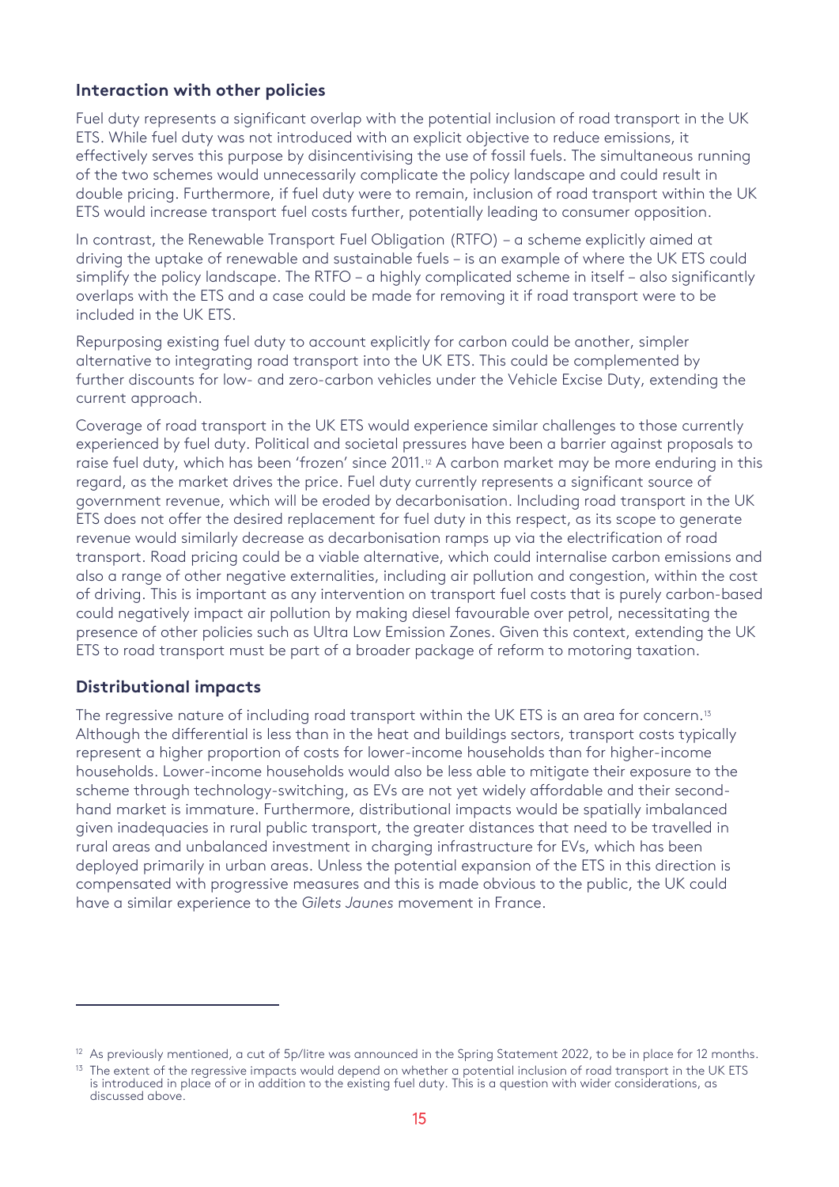### Interaction with other policies

Fuel duty represents a significant overlap with the potential inclusion of road transport in the UK ETS. While fuel duty was not introduced with an explicit objective to reduce emissions, it effectively serves this purpose by disincentivising the use of fossil fuels. The simultaneous running of the two schemes would unnecessarily complicate the policy landscape and could result in double pricing. Furthermore, if fuel duty were to remain, inclusion of road transport within the UK ETS would increase transport fuel costs further, potentially leading to consumer opposition.

In contrast, the Renewable Transport Fuel Obligation (RTFO) – a scheme explicitly aimed at driving the uptake of renewable and sustainable fuels – is an example of where the UK ETS could simplify the policy landscape. The RTFO – a highly complicated scheme in itself – also significantly overlaps with the ETS and a case could be made for removing it if road transport were to be included in the UK ETS.

Repurposing existing fuel duty to account explicitly for carbon could be another, simpler alternative to integrating road transport into the UK ETS. This could be complemented by further discounts for low- and zero-carbon vehicles under the Vehicle Excise Duty, extending the current approach.

Coverage of road transport in the UK ETS would experience similar challenges to those currently experienced by fuel duty. Political and societal pressures have been a barrier against proposals to raise fuel duty, which has been 'frozen' since 2011.[12] A carbon market may be more enduring in this regard, as the market drives the price. Fuel duty currently represents a significant source of government revenue, which will be eroded by decarbonisation. Including road transport in the UK ETS does not offer the desired replacement for fuel duty in this respect, as its scope to generate revenue would similarly decrease as decarbonisation ramps up via the electrification of road transport. Road pricing could be a viable alternative, which could internalise carbon emissions and also a range of other negative externalities, including air pollution and congestion, within the cost of driving. This is important as any intervention on transport fuel costs that is purely carbon-based could negatively impact air pollution by making diesel favourable over petrol, necessitating the presence of other policies such as Ultra Low Emission Zones. Given this context, extending the UK ETS to road transport must be part of a broader package of reform to motoring taxation.

### Distributional impacts

The regressive nature of including road transport within the UK ETS is an area for concern.[13] Although the differential is less than in the heat and buildings sectors, transport costs typically represent a higher proportion of costs for lower-income households than for higher-income households. Lower-income households would also be less able to mitigate their exposure to the scheme through technology-switching, as EVs are not yet widely affordable and their second-hand market is immature. Furthermore, distributional impacts would be spatially imbalanced given inadequacies in rural public transport, the greater distances that need to be travelled in rural areas and unbalanced investment in charging infrastructure for EVs, which has been deployed primarily in urban areas. Unless the potential expansion of the ETS in this direction is compensated with progressive measures and this is made obvious to the public, the UK could have a similar experience to the *Gilets Jaunes* movement in France.

---

[12] As previously mentioned, a cut of 5p/litre was announced in the Spring Statement 2022, to be in place for 12 months.

[13] The extent of the regressive impacts would depend on whether a potential inclusion of road transport in the UK ETS is introduced in place of or in addition to the existing fuel duty. This is a question with wider considerations, as discussed above.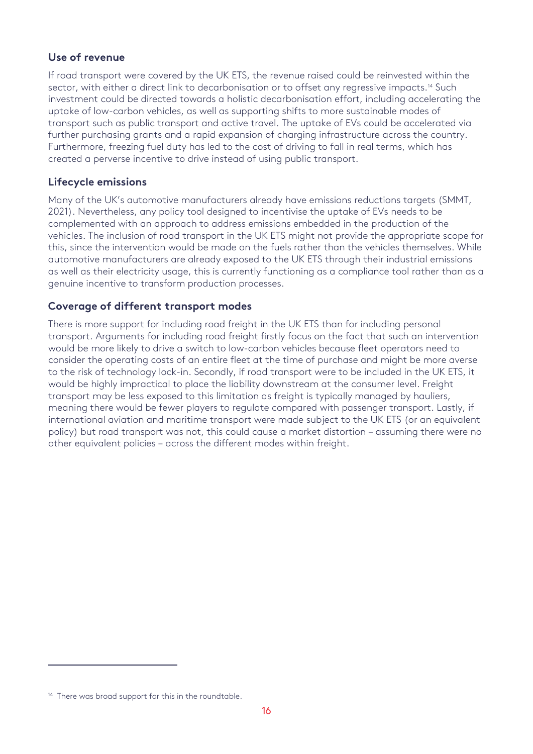### Use of revenue

If road transport were covered by the UK ETS, the revenue raised could be reinvested within the sector, with either a direct link to decarbonisation or to offset any regressive impacts.[14] Such investment could be directed towards a holistic decarbonisation effort, including accelerating the uptake of low-carbon vehicles, as well as supporting shifts to more sustainable modes of transport such as public transport and active travel. The uptake of EVs could be accelerated via further purchasing grants and a rapid expansion of charging infrastructure across the country. Furthermore, freezing fuel duty has led to the cost of driving to fall in real terms, which has created a perverse incentive to drive instead of using public transport.

### Lifecycle emissions

Many of the UK's automotive manufacturers already have emissions reductions targets (SMMT, 2021). Nevertheless, any policy tool designed to incentivise the uptake of EVs needs to be complemented with an approach to address emissions embedded in the production of the vehicles. The inclusion of road transport in the UK ETS might not provide the appropriate scope for this, since the intervention would be made on the fuels rather than the vehicles themselves. While automotive manufacturers are already exposed to the UK ETS through their industrial emissions as well as their electricity usage, this is currently functioning as a compliance tool rather than as a genuine incentive to transform production processes.

### Coverage of different transport modes

There is more support for including road freight in the UK ETS than for including personal transport. Arguments for including road freight firstly focus on the fact that such an intervention would be more likely to drive a switch to low-carbon vehicles because fleet operators need to consider the operating costs of an entire fleet at the time of purchase and might be more averse to the risk of technology lock-in. Secondly, if road transport were to be included in the UK ETS, it would be highly impractical to place the liability downstream at the consumer level. Freight transport may be less exposed to this limitation as freight is typically managed by hauliers, meaning there would be fewer players to regulate compared with passenger transport. Lastly, if international aviation and maritime transport were made subject to the UK ETS (or an equivalent policy) but road transport was not, this could cause a market distortion – assuming there were no other equivalent policies – across the different modes within freight.

---

[14] There was broad support for this in the roundtable.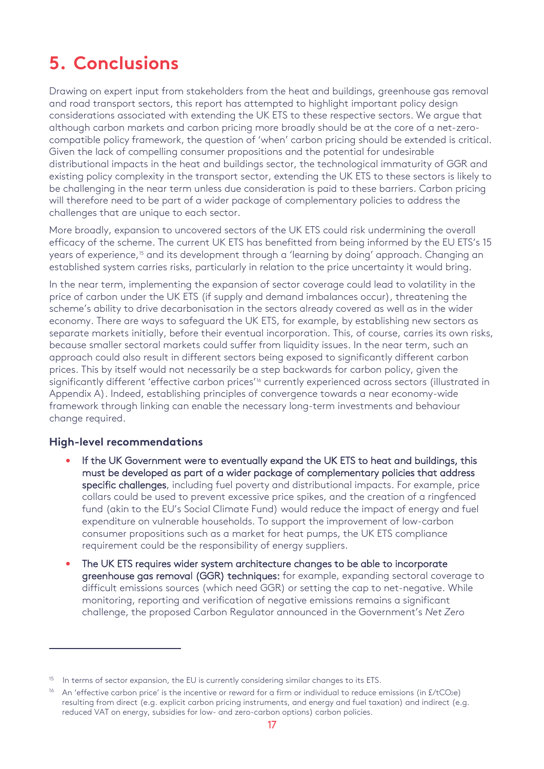# 5. Conclusions

Drawing on expert input from stakeholders from the heat and buildings, greenhouse gas removal and road transport sectors, this report has attempted to highlight important policy design considerations associated with extending the UK ETS to these respective sectors. We argue that although carbon markets and carbon pricing more broadly should be at the core of a net-zero-compatible policy framework, the question of 'when' carbon pricing should be extended is critical. Given the lack of compelling consumer propositions and the potential for undesirable distributional impacts in the heat and buildings sector, the technological immaturity of GGR and existing policy complexity in the transport sector, extending the UK ETS to these sectors is likely to be challenging in the near term unless due consideration is paid to these barriers. Carbon pricing will therefore need to be part of a wider package of complementary policies to address the challenges that are unique to each sector.

More broadly, expansion to uncovered sectors of the UK ETS could risk undermining the overall efficacy of the scheme. The current UK ETS has benefitted from being informed by the EU ETS's 15 years of experience,[15] and its development through a 'learning by doing' approach. Changing an established system carries risks, particularly in relation to the price uncertainty it would bring.

In the near term, implementing the expansion of sector coverage could lead to volatility in the price of carbon under the UK ETS (if supply and demand imbalances occur), threatening the scheme's ability to drive decarbonisation in the sectors already covered as well as in the wider economy. There are ways to safeguard the UK ETS, for example, by establishing new sectors as separate markets initially, before their eventual incorporation. This, of course, carries its own risks, because smaller sectoral markets could suffer from liquidity issues. In the near term, such an approach could also result in different sectors being exposed to significantly different carbon prices. This by itself would not necessarily be a step backwards for carbon policy, given the significantly different 'effective carbon prices'[16] currently experienced across sectors (illustrated in Appendix A). Indeed, establishing principles of convergence towards a near economy-wide framework through linking can enable the necessary long-term investments and behaviour change required.

### High-level recommendations

- **If the UK Government were to eventually expand the UK ETS to heat and buildings, this must be developed as part of a wider package of complementary policies that address specific challenges**, including fuel poverty and distributional impacts. For example, price collars could be used to prevent excessive price spikes, and the creation of a ringfenced fund (akin to the EU's Social Climate Fund) would reduce the impact of energy and fuel expenditure on vulnerable households. To support the improvement of low-carbon consumer propositions such as a market for heat pumps, the UK ETS compliance requirement could be the responsibility of energy suppliers.
- **The UK ETS requires wider system architecture changes to be able to incorporate greenhouse gas removal (GGR) techniques:** for example, expanding sectoral coverage to difficult emissions sources (which need GGR) or setting the cap to net-negative. While monitoring, reporting and verification of negative emissions remains a significant challenge, the proposed Carbon Regulator announced in the Government's *Net Zero*

---

[15] In terms of sector expansion, the EU is currently considering similar changes to its ETS.

[16] An 'effective carbon price' is the incentive or reward for a firm or individual to reduce emissions (in £/t$CO_2$e) resulting from direct (e.g. explicit carbon pricing instruments, and energy and fuel taxation) and indirect (e.g. reduced VAT on energy, subsidies for low- and zero-carbon options) carbon policies.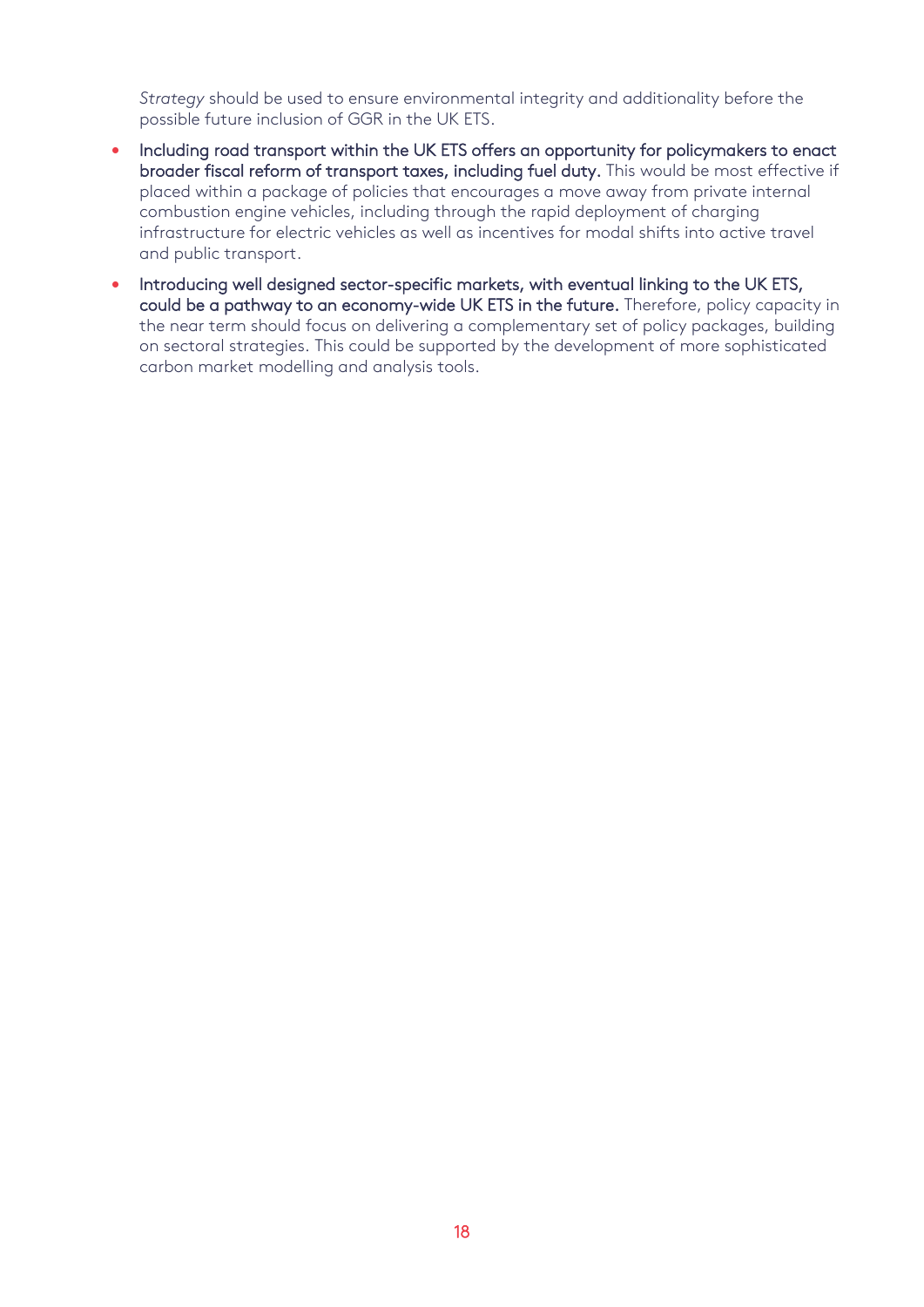*Strategy* should be used to ensure environmental integrity and additionality before the possible future inclusion of GGR in the UK ETS.

- **Including road transport within the UK ETS offers an opportunity for policymakers to enact broader fiscal reform of transport taxes, including fuel duty.** This would be most effective if placed within a package of policies that encourages a move away from private internal combustion engine vehicles, including through the rapid deployment of charging infrastructure for electric vehicles as well as incentives for modal shifts into active travel and public transport.
- **Introducing well designed sector-specific markets, with eventual linking to the UK ETS, could be a pathway to an economy-wide UK ETS in the future.** Therefore, policy capacity in the near term should focus on delivering a complementary set of policy packages, building on sectoral strategies. This could be supported by the development of more sophisticated carbon market modelling and analysis tools.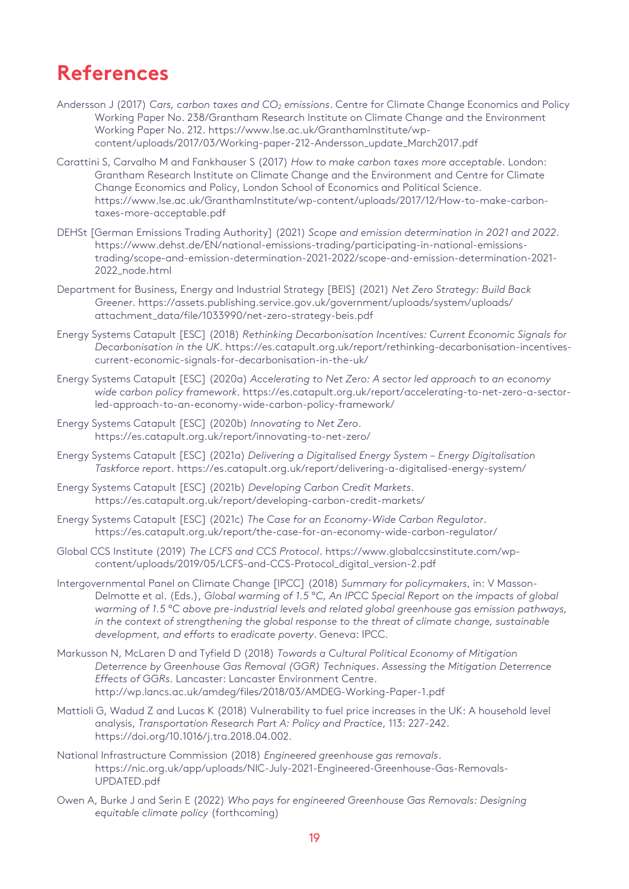# References

Andersson J (2017) *Cars, carbon taxes and $CO_2$ emissions*. Centre for Climate Change Economics and Policy Working Paper No. 238/Grantham Research Institute on Climate Change and the Environment Working Paper No. 212. https://www.lse.ac.uk/GranthamInstitute/wp-content/uploads/2017/03/Working-paper-212-Andersson_update_March2017.pdf

Carattini S, Carvalho M and Fankhauser S (2017) *How to make carbon taxes more acceptable*. London: Grantham Research Institute on Climate Change and the Environment and Centre for Climate Change Economics and Policy, London School of Economics and Political Science. https://www.lse.ac.uk/GranthamInstitute/wp-content/uploads/2017/12/How-to-make-carbon-taxes-more-acceptable.pdf

DEHSt [German Emissions Trading Authority] (2021) *Scope and emission determination in 2021 and 2022*. https://www.dehst.de/EN/national-emissions-trading/participating-in-national-emissions-trading/scope-and-emission-determination-2021-2022/scope-and-emission-determination-2021-2022_node.html

Department for Business, Energy and Industrial Strategy [BEIS] (2021) *Net Zero Strategy: Build Back Greener*. https://assets.publishing.service.gov.uk/government/uploads/system/uploads/attachment_data/file/1033990/net-zero-strategy-beis.pdf

Energy Systems Catapult [ESC] (2018) *Rethinking Decarbonisation Incentives: Current Economic Signals for Decarbonisation in the UK*. https://es.catapult.org.uk/report/rethinking-decarbonisation-incentives-current-economic-signals-for-decarbonisation-in-the-uk/

Energy Systems Catapult [ESC] (2020a) *Accelerating to Net Zero: A sector led approach to an economy wide carbon policy framework*. https://es.catapult.org.uk/report/accelerating-to-net-zero-a-sector-led-approach-to-an-economy-wide-carbon-policy-framework/

Energy Systems Catapult [ESC] (2020b) *Innovating to Net Zero*. https://es.catapult.org.uk/report/innovating-to-net-zero/

Energy Systems Catapult [ESC] (2021a) *Delivering a Digitalised Energy System – Energy Digitalisation Taskforce report*. https://es.catapult.org.uk/report/delivering-a-digitalised-energy-system/

Energy Systems Catapult [ESC] (2021b) *Developing Carbon Credit Markets*. https://es.catapult.org.uk/report/developing-carbon-credit-markets/

Energy Systems Catapult [ESC] (2021c) *The Case for an Economy-Wide Carbon Regulator*. https://es.catapult.org.uk/report/the-case-for-an-economy-wide-carbon-regulator/

Global CCS Institute (2019) *The LCFS and CCS Protocol*. https://www.globalccsinstitute.com/wp-content/uploads/2019/05/LCFS-and-CCS-Protocol_digital_version-2.pdf

Intergovernmental Panel on Climate Change [IPCC] (2018) *Summary for policymakers*, in: V Masson-Delmotte et al. (Eds.), *Global warming of 1.5 °C, An IPCC Special Report on the impacts of global warming of 1.5 °C above pre-industrial levels and related global greenhouse gas emission pathways, in the context of strengthening the global response to the threat of climate change, sustainable development, and efforts to eradicate poverty*. Geneva: IPCC.

Markusson N, McLaren D and Tyfield D (2018) *Towards a Cultural Political Economy of Mitigation Deterrence by Greenhouse Gas Removal (GGR) Techniques. Assessing the Mitigation Deterrence Effects of GGRs*. Lancaster: Lancaster Environment Centre. http://wp.lancs.ac.uk/amdeg/files/2018/03/AMDEG-Working-Paper-1.pdf

Mattioli G, Wadud Z and Lucas K (2018) Vulnerability to fuel price increases in the UK: A household level analysis, *Transportation Research Part A: Policy and Practice*, 113: 227-242. https://doi.org/10.1016/j.tra.2018.04.002.

National Infrastructure Commission (2018) *Engineered greenhouse gas removals*. https://nic.org.uk/app/uploads/NIC-July-2021-Engineered-Greenhouse-Gas-Removals-UPDATED.pdf

Owen A, Burke J and Serin E (2022) *Who pays for engineered Greenhouse Gas Removals: Designing equitable climate policy* (forthcoming)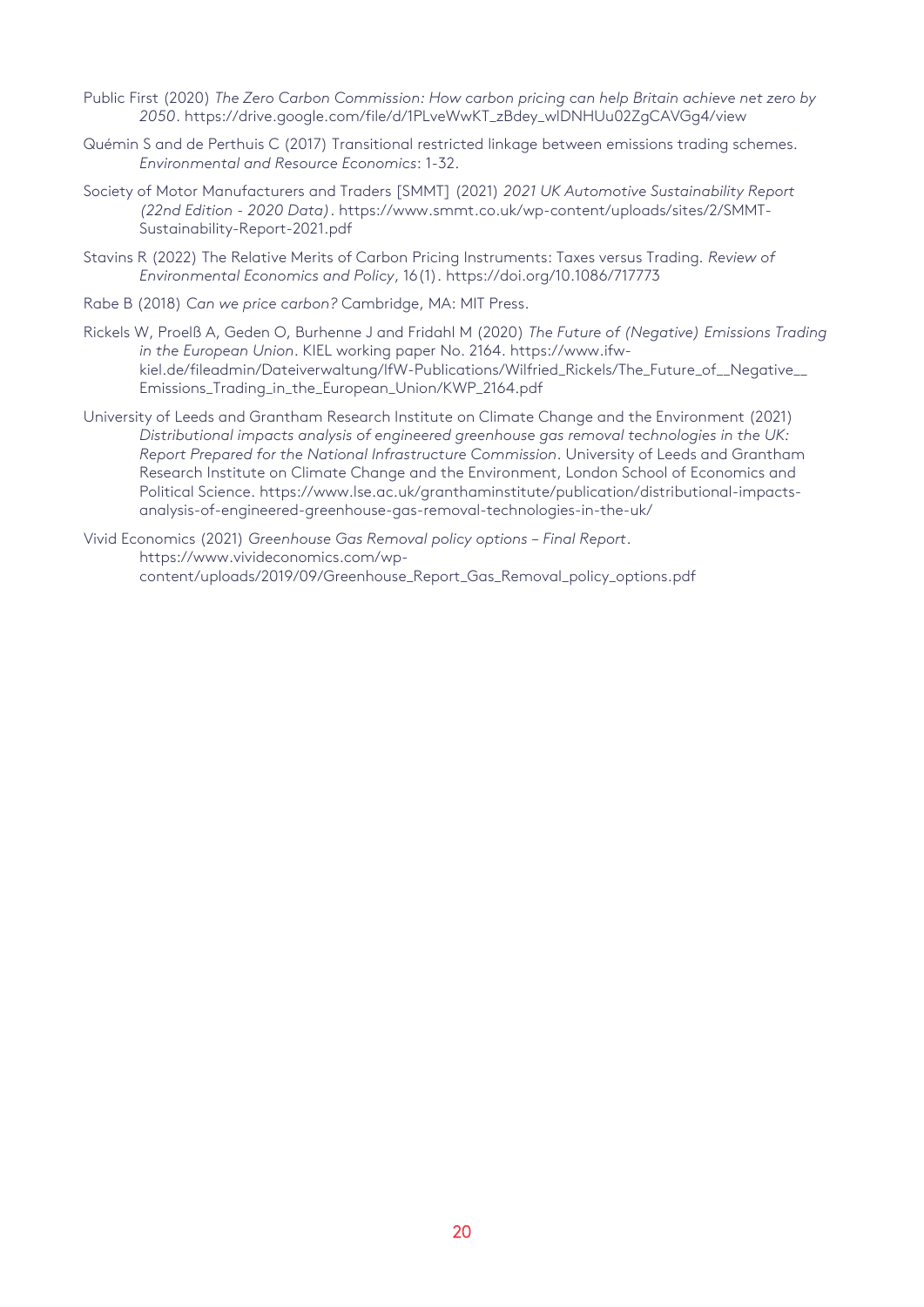Public First (2020) *The Zero Carbon Commission: How carbon pricing can help Britain achieve net zero by 2050*. https://drive.google.com/file/d/1PLveWwKT_zBdey_wlDNHUu02ZgCAVGg4/view

Quémin S and de Perthuis C (2017) Transitional restricted linkage between emissions trading schemes. *Environmental and Resource Economics*: 1-32.

Society of Motor Manufacturers and Traders [SMMT] (2021) *2021 UK Automotive Sustainability Report (22nd Edition - 2020 Data)*. https://www.smmt.co.uk/wp-content/uploads/sites/2/SMMT-Sustainability-Report-2021.pdf

Stavins R (2022) The Relative Merits of Carbon Pricing Instruments: Taxes versus Trading. *Review of Environmental Economics and Policy*, 16(1). https://doi.org/10.1086/717773

Rabe B (2018) *Can we price carbon?* Cambridge, MA: MIT Press.

Rickels W, Proelß A, Geden O, Burhenne J and Fridahl M (2020) *The Future of (Negative) Emissions Trading in the European Union*. KIEL working paper No. 2164. https://www.ifw-kiel.de/fileadmin/Dateiverwaltung/IfW-Publications/Wilfried_Rickels/The_Future_of__Negative__Emissions_Trading_in_the_European_Union/KWP_2164.pdf

University of Leeds and Grantham Research Institute on Climate Change and the Environment (2021) *Distributional impacts analysis of engineered greenhouse gas removal technologies in the UK: Report Prepared for the National Infrastructure Commission*. University of Leeds and Grantham Research Institute on Climate Change and the Environment, London School of Economics and Political Science. https://www.lse.ac.uk/granthaminstitute/publication/distributional-impacts-analysis-of-engineered-greenhouse-gas-removal-technologies-in-the-uk/

Vivid Economics (2021) *Greenhouse Gas Removal policy options – Final Report*. https://www.vivideconomics.com/wp-content/uploads/2019/09/Greenhouse_Report_Gas_Removal_policy_options.pdf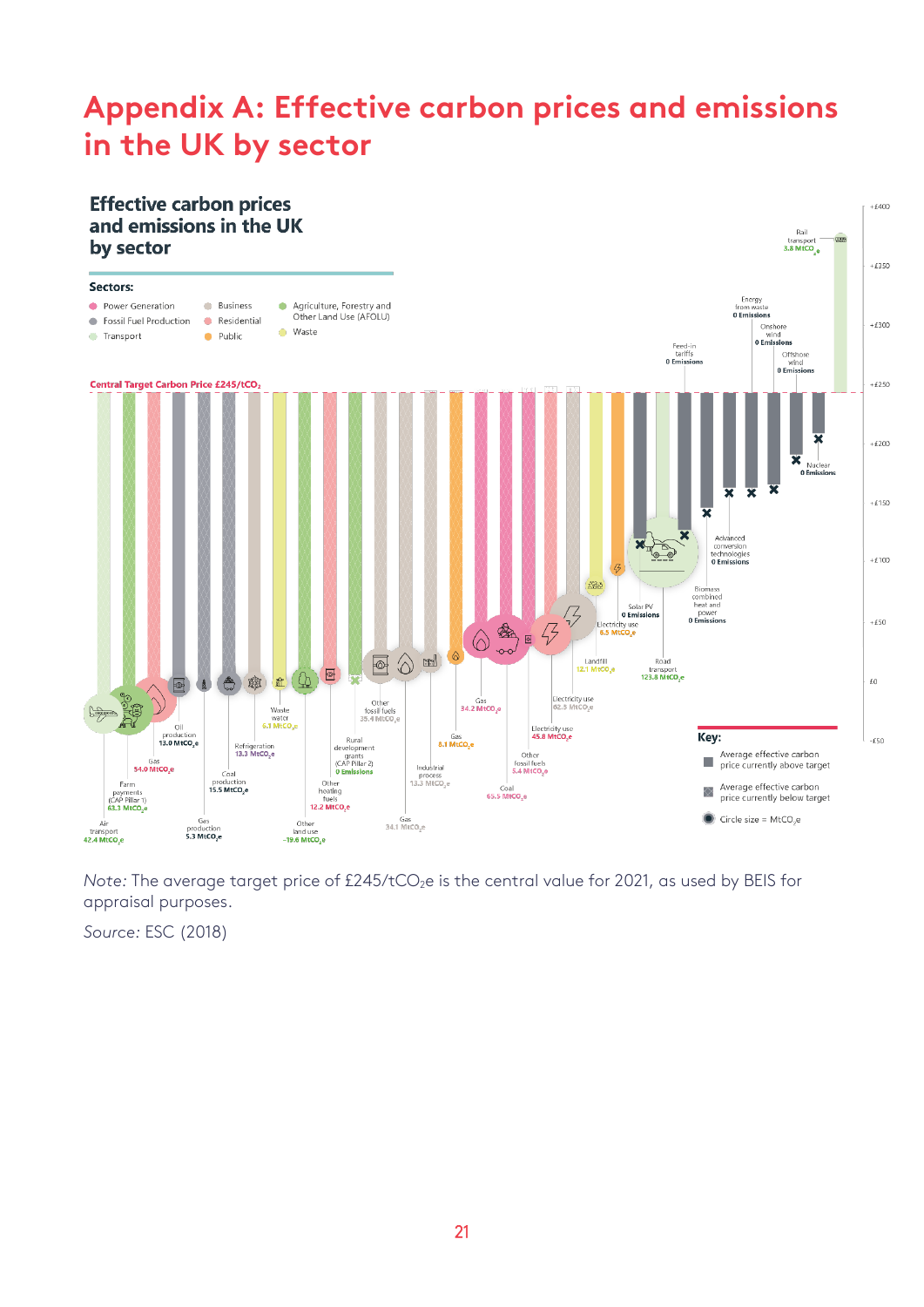# Appendix A: Effective carbon prices and emissions in the UK by sector

## Effective carbon prices and emissions in the UK by sector

**Sectors:**

- Power Generation
- Fossil Fuel Production
- Transport
- Business
- Residential
- Public
- Agriculture, Forestry and Other Land Use (AFOLU)
- Waste

Central Target Carbon Price £245/tCO₂

Air transport 42.4 MtCO₂e; Farm payments (CAP Pillar 1) 63.3 MtCO₂e; Gas 54.0 MtCO₂e; Oil production 13.0 MtCO₂e; Gas production 5.3 MtCO₂e; Coal production 15.5 MtCO₂e; Refrigeration 13.3 MtCO₂e; Waste water 6.1 MtCO₂e; Other land use −19.6 MtCO₂e; Other heating fuels 12.2 MtCO₂e; Rural development grants (CAP Pillar 2) 0 Emissions; Other fossil fuels 35.4 MtCO₂e; Gas 34.1 MtCO₂e; Industrial process 13.3 MtCO₂e; Gas 8.1 MtCO₂e; Gas 34.2 MtCO₂e; Coal 65.5 MtCO₂e; Other fossil fuels 5.4 MtCO₂e; Electricity use 45.8 MtCO₂e; Electricity use 62.8 MtCO₂e; Landfill 12.1 MtCO₂e; Electricity use 6.5 MtCO₂e; Solar PV 0 Emissions; Road transport 123.8 MtCO₂e; Feed-in tariffs 0 Emissions; Biomass combined heat and power 0 Emissions; Advanced conversion technologies 0 Emissions; Energy from waste 0 Emissions; Onshore wind 0 Emissions; Offshore wind 0 Emissions; Nuclear 0 Emissions; Rail transport 3.8 MtCO₂e

Axis: −£50, £0, +£50, +£100, +£150, +£200, +£250, +£300, +£350, +£400

**Key:**

- Average effective carbon price currently above target
- Average effective carbon price currently below target
- Circle size = MtCO₂e

*Note:* The average target price of £245/tCO₂e is the central value for 2021, as used by BEIS for appraisal purposes.

*Source:* ESC (2018)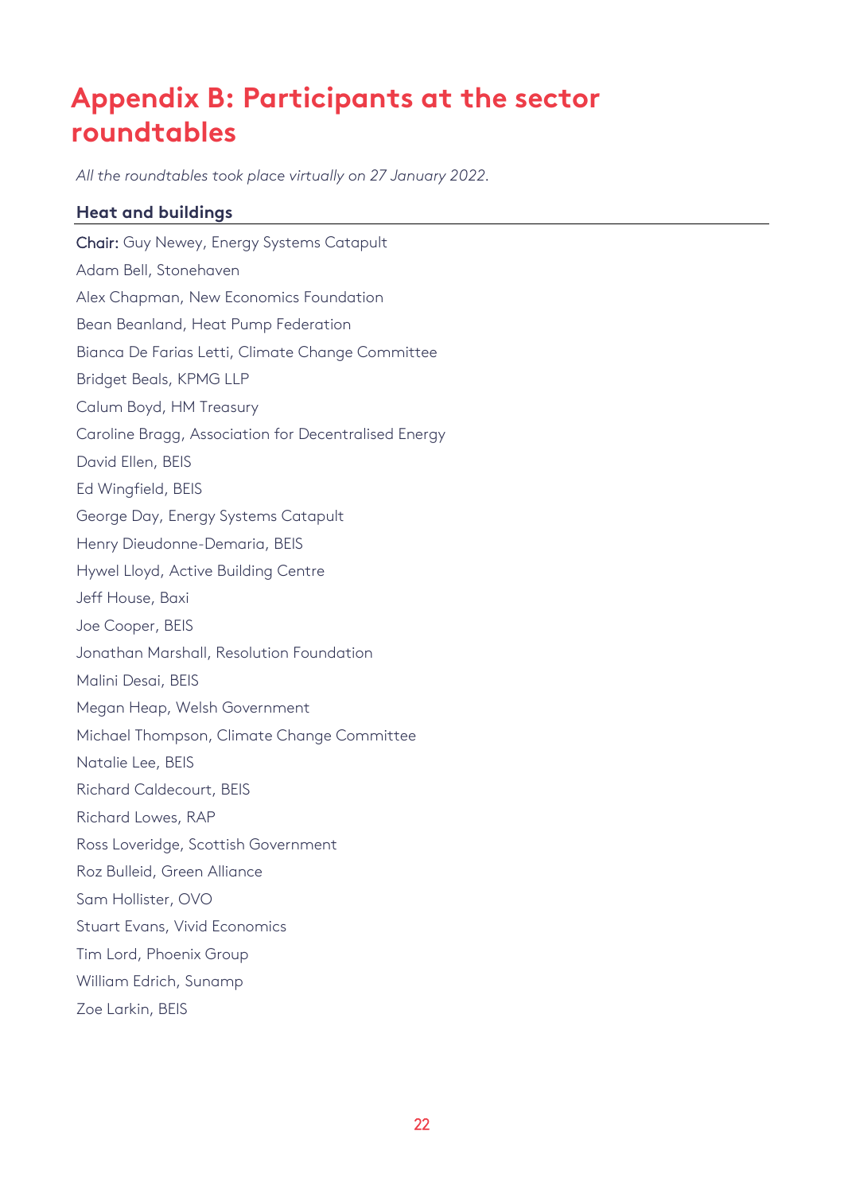# Appendix B: Participants at the sector roundtables

*All the roundtables took place virtually on 27 January 2022.*

### Heat and buildings

Chair: Guy Newey, Energy Systems Catapult

Adam Bell, Stonehaven

Alex Chapman, New Economics Foundation

Bean Beanland, Heat Pump Federation

Bianca De Farias Letti, Climate Change Committee

Bridget Beals, KPMG LLP

Calum Boyd, HM Treasury

Caroline Bragg, Association for Decentralised Energy

David Ellen, BEIS

Ed Wingfield, BEIS

George Day, Energy Systems Catapult

Henry Dieudonne-Demaria, BEIS

Hywel Lloyd, Active Building Centre

Jeff House, Baxi

Joe Cooper, BEIS

Jonathan Marshall, Resolution Foundation

Malini Desai, BEIS

Megan Heap, Welsh Government

Michael Thompson, Climate Change Committee

Natalie Lee, BEIS

Richard Caldecourt, BEIS

Richard Lowes, RAP

Ross Loveridge, Scottish Government

Roz Bulleid, Green Alliance

Sam Hollister, OVO

Stuart Evans, Vivid Economics

Tim Lord, Phoenix Group

William Edrich, Sunamp

Zoe Larkin, BEIS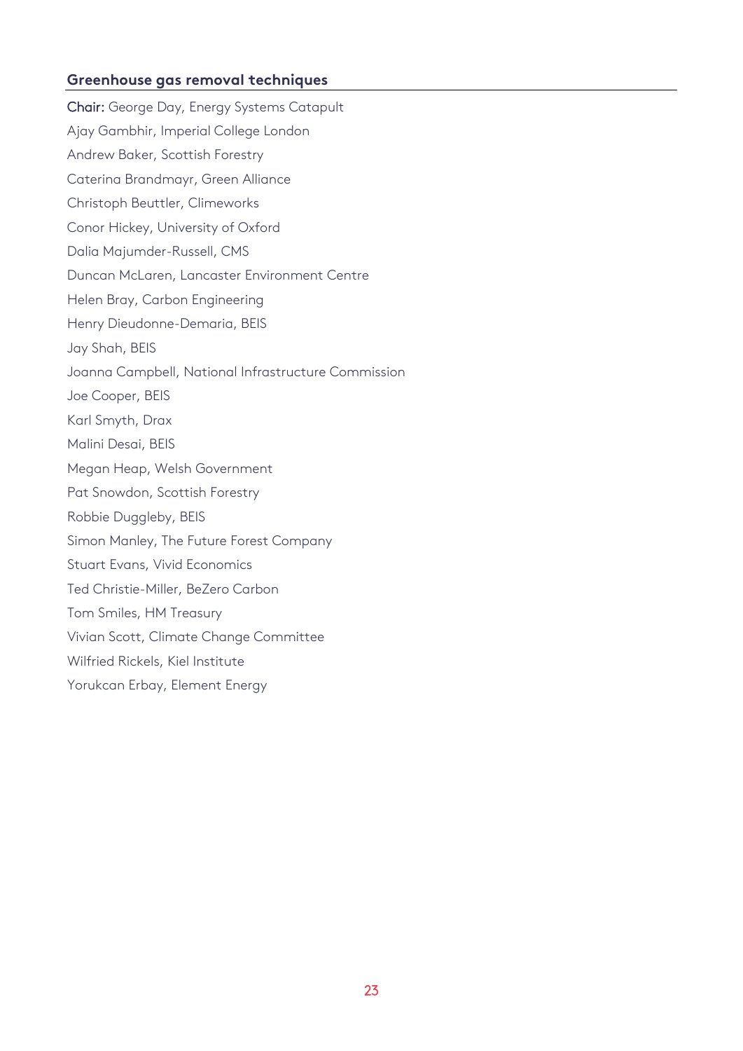### Greenhouse gas removal techniques

**Chair:** George Day, Energy Systems Catapult

Ajay Gambhir, Imperial College London

Andrew Baker, Scottish Forestry

Caterina Brandmayr, Green Alliance

Christoph Beuttler, Climeworks

Conor Hickey, University of Oxford

Dalia Majumder-Russell, CMS

Duncan McLaren, Lancaster Environment Centre

Helen Bray, Carbon Engineering

Henry Dieudonne-Demaria, BEIS

Jay Shah, BEIS

Joanna Campbell, National Infrastructure Commission

Joe Cooper, BEIS

Karl Smyth, Drax

Malini Desai, BEIS

Megan Heap, Welsh Government

Pat Snowdon, Scottish Forestry

Robbie Duggleby, BEIS

Simon Manley, The Future Forest Company

Stuart Evans, Vivid Economics

Ted Christie-Miller, BeZero Carbon

Tom Smiles, HM Treasury

Vivian Scott, Climate Change Committee

Wilfried Rickels, Kiel Institute

Yorukcan Erbay, Element Energy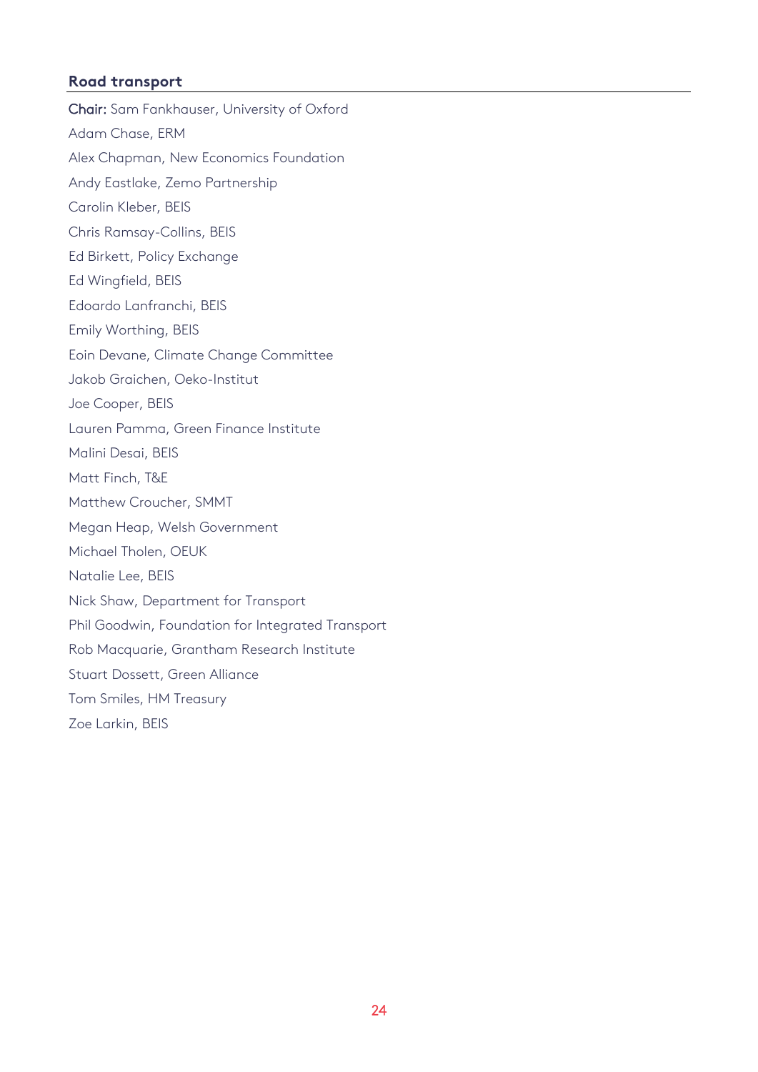## Road transport

**Chair:** Sam Fankhauser, University of Oxford

Adam Chase, ERM

Alex Chapman, New Economics Foundation

Andy Eastlake, Zemo Partnership

Carolin Kleber, BEIS

Chris Ramsay-Collins, BEIS

Ed Birkett, Policy Exchange

Ed Wingfield, BEIS

Edoardo Lanfranchi, BEIS

Emily Worthing, BEIS

Eoin Devane, Climate Change Committee

Jakob Graichen, Oeko-Institut

Joe Cooper, BEIS

Lauren Pamma, Green Finance Institute

Malini Desai, BEIS

Matt Finch, T&E

Matthew Croucher, SMMT

Megan Heap, Welsh Government

Michael Tholen, OEUK

Natalie Lee, BEIS

Nick Shaw, Department for Transport

Phil Goodwin, Foundation for Integrated Transport

Rob Macquarie, Grantham Research Institute

Stuart Dossett, Green Alliance

Tom Smiles, HM Treasury

Zoe Larkin, BEIS